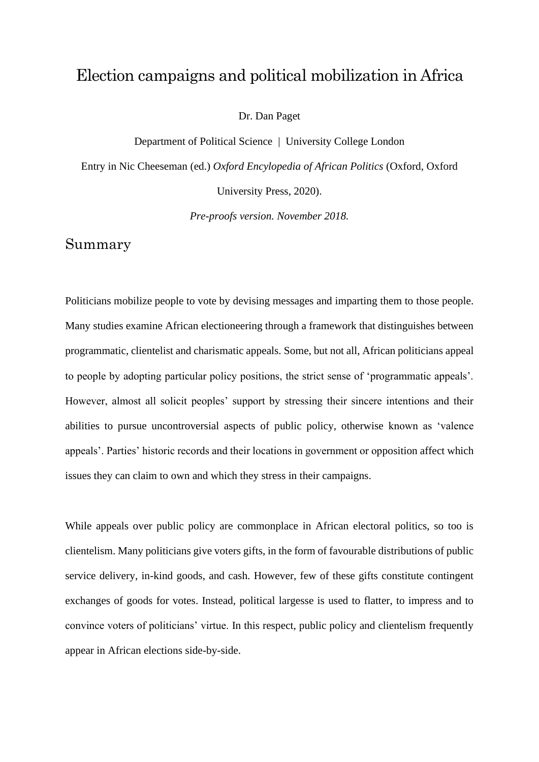# Election campaigns and political mobilization in Africa

Dr. Dan Paget

Department of Political Science | University College London

Entry in Nic Cheeseman (ed.) *Oxford Encylopedia of African Politics* (Oxford, Oxford University Press, 2020).

*Pre-proofs version. November 2018.*

## Summary

Politicians mobilize people to vote by devising messages and imparting them to those people. Many studies examine African electioneering through a framework that distinguishes between programmatic, clientelist and charismatic appeals. Some, but not all, African politicians appeal to people by adopting particular policy positions, the strict sense of 'programmatic appeals'. However, almost all solicit peoples' support by stressing their sincere intentions and their abilities to pursue uncontroversial aspects of public policy, otherwise known as 'valence appeals'. Parties' historic records and their locations in government or opposition affect which issues they can claim to own and which they stress in their campaigns.

While appeals over public policy are commonplace in African electoral politics, so too is clientelism. Many politicians give voters gifts, in the form of favourable distributions of public service delivery, in-kind goods, and cash. However, few of these gifts constitute contingent exchanges of goods for votes. Instead, political largesse is used to flatter, to impress and to convince voters of politicians' virtue. In this respect, public policy and clientelism frequently appear in African elections side-by-side.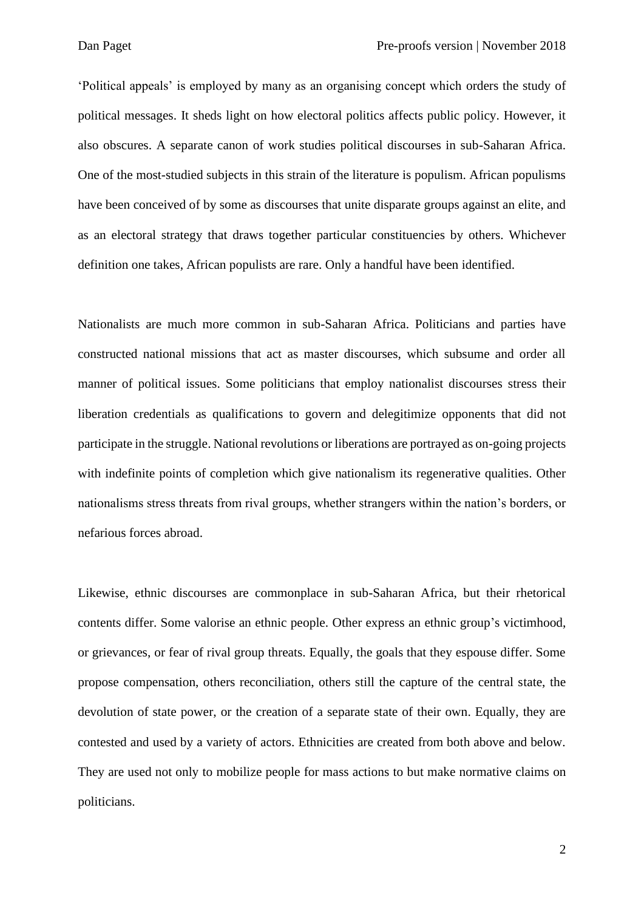'Political appeals' is employed by many as an organising concept which orders the study of political messages. It sheds light on how electoral politics affects public policy. However, it also obscures. A separate canon of work studies political discourses in sub-Saharan Africa. One of the most-studied subjects in this strain of the literature is populism. African populisms have been conceived of by some as discourses that unite disparate groups against an elite, and as an electoral strategy that draws together particular constituencies by others. Whichever definition one takes, African populists are rare. Only a handful have been identified.

Nationalists are much more common in sub-Saharan Africa. Politicians and parties have constructed national missions that act as master discourses, which subsume and order all manner of political issues. Some politicians that employ nationalist discourses stress their liberation credentials as qualifications to govern and delegitimize opponents that did not participate in the struggle. National revolutions or liberations are portrayed as on-going projects with indefinite points of completion which give nationalism its regenerative qualities. Other nationalisms stress threats from rival groups, whether strangers within the nation's borders, or nefarious forces abroad.

Likewise, ethnic discourses are commonplace in sub-Saharan Africa, but their rhetorical contents differ. Some valorise an ethnic people. Other express an ethnic group's victimhood, or grievances, or fear of rival group threats. Equally, the goals that they espouse differ. Some propose compensation, others reconciliation, others still the capture of the central state, the devolution of state power, or the creation of a separate state of their own. Equally, they are contested and used by a variety of actors. Ethnicities are created from both above and below. They are used not only to mobilize people for mass actions to but make normative claims on politicians.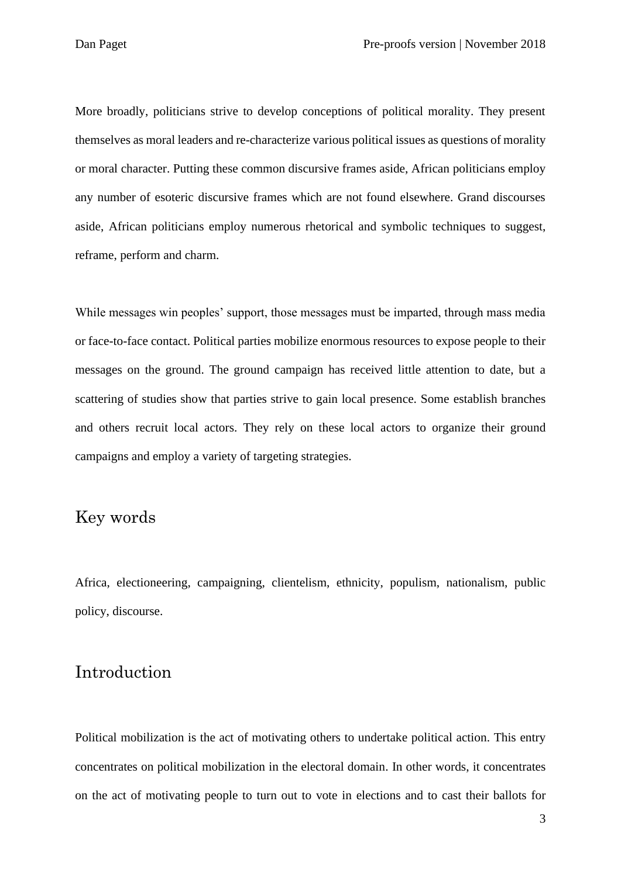More broadly, politicians strive to develop conceptions of political morality. They present themselves as moral leaders and re-characterize various political issues as questions of morality or moral character. Putting these common discursive frames aside, African politicians employ any number of esoteric discursive frames which are not found elsewhere. Grand discourses aside, African politicians employ numerous rhetorical and symbolic techniques to suggest, reframe, perform and charm.

While messages win peoples' support, those messages must be imparted, through mass media or face-to-face contact. Political parties mobilize enormous resources to expose people to their messages on the ground. The ground campaign has received little attention to date, but a scattering of studies show that parties strive to gain local presence. Some establish branches and others recruit local actors. They rely on these local actors to organize their ground campaigns and employ a variety of targeting strategies.

## Key words

Africa, electioneering, campaigning, clientelism, ethnicity, populism, nationalism, public policy, discourse.

## Introduction

Political mobilization is the act of motivating others to undertake political action. This entry concentrates on political mobilization in the electoral domain. In other words, it concentrates on the act of motivating people to turn out to vote in elections and to cast their ballots for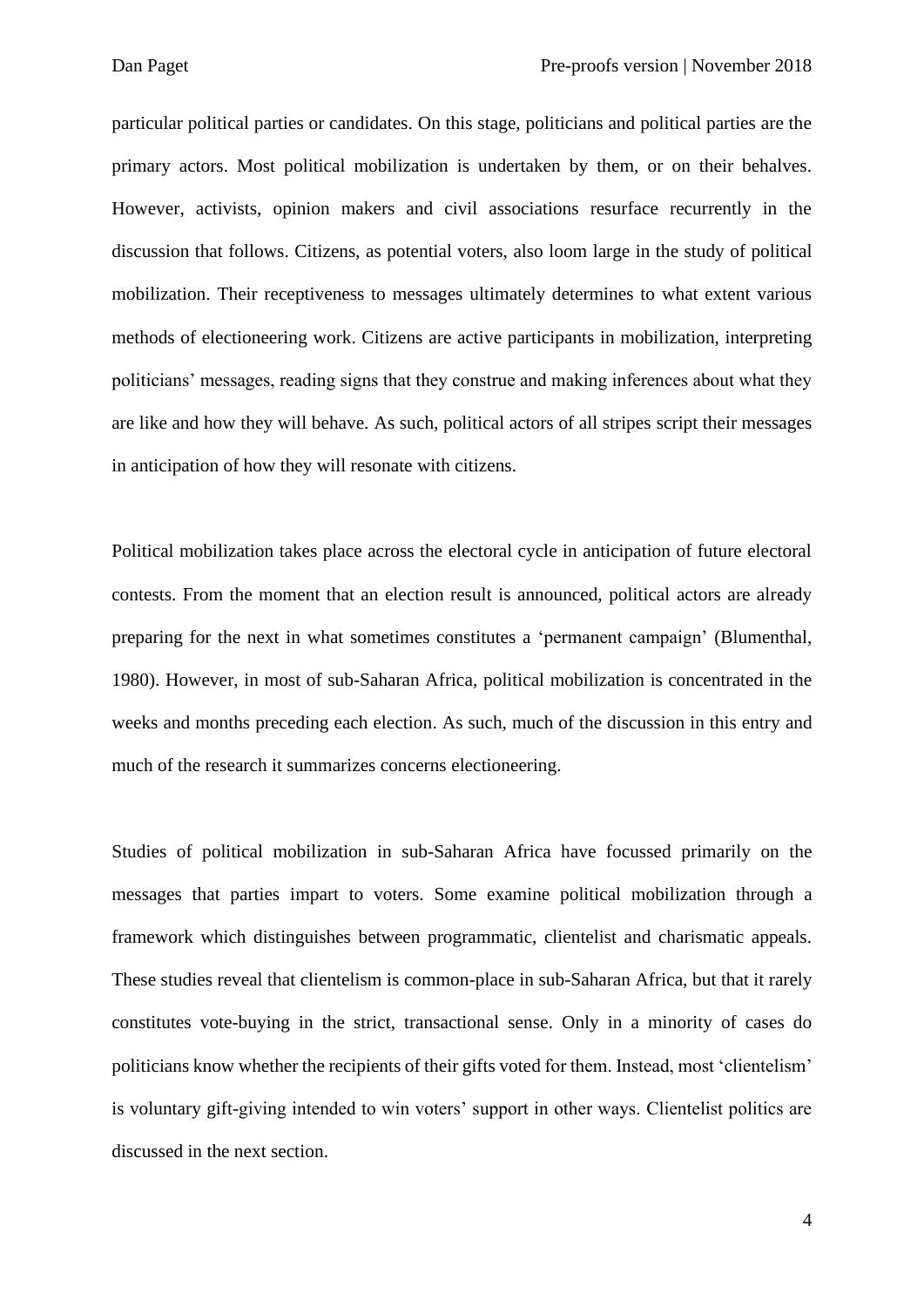particular political parties or candidates. On this stage, politicians and political parties are the primary actors. Most political mobilization is undertaken by them, or on their behalves. However, activists, opinion makers and civil associations resurface recurrently in the discussion that follows. Citizens, as potential voters, also loom large in the study of political mobilization. Their receptiveness to messages ultimately determines to what extent various methods of electioneering work. Citizens are active participants in mobilization, interpreting politicians' messages, reading signs that they construe and making inferences about what they are like and how they will behave. As such, political actors of all stripes script their messages in anticipation of how they will resonate with citizens.

Political mobilization takes place across the electoral cycle in anticipation of future electoral contests. From the moment that an election result is announced, political actors are already preparing for the next in what sometimes constitutes a 'permanent campaign' (Blumenthal, 1980). However, in most of sub-Saharan Africa, political mobilization is concentrated in the weeks and months preceding each election. As such, much of the discussion in this entry and much of the research it summarizes concerns electioneering.

Studies of political mobilization in sub-Saharan Africa have focussed primarily on the messages that parties impart to voters. Some examine political mobilization through a framework which distinguishes between programmatic, clientelist and charismatic appeals. These studies reveal that clientelism is common-place in sub-Saharan Africa, but that it rarely constitutes vote-buying in the strict, transactional sense. Only in a minority of cases do politicians know whether the recipients of their gifts voted for them. Instead, most 'clientelism' is voluntary gift-giving intended to win voters' support in other ways. Clientelist politics are discussed in the next section.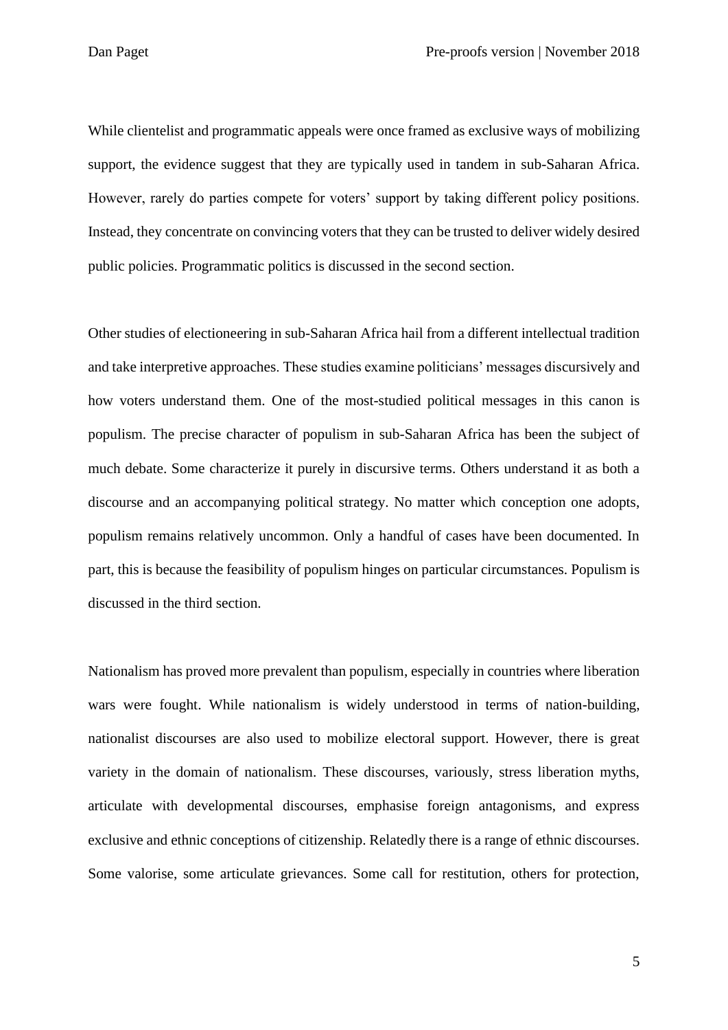While clientelist and programmatic appeals were once framed as exclusive ways of mobilizing support, the evidence suggest that they are typically used in tandem in sub-Saharan Africa. However, rarely do parties compete for voters' support by taking different policy positions. Instead, they concentrate on convincing voters that they can be trusted to deliver widely desired public policies. Programmatic politics is discussed in the second section.

Other studies of electioneering in sub-Saharan Africa hail from a different intellectual tradition and take interpretive approaches. These studies examine politicians' messages discursively and how voters understand them. One of the most-studied political messages in this canon is populism. The precise character of populism in sub-Saharan Africa has been the subject of much debate. Some characterize it purely in discursive terms. Others understand it as both a discourse and an accompanying political strategy. No matter which conception one adopts, populism remains relatively uncommon. Only a handful of cases have been documented. In part, this is because the feasibility of populism hinges on particular circumstances. Populism is discussed in the third section.

Nationalism has proved more prevalent than populism, especially in countries where liberation wars were fought. While nationalism is widely understood in terms of nation-building, nationalist discourses are also used to mobilize electoral support. However, there is great variety in the domain of nationalism. These discourses, variously, stress liberation myths, articulate with developmental discourses, emphasise foreign antagonisms, and express exclusive and ethnic conceptions of citizenship. Relatedly there is a range of ethnic discourses. Some valorise, some articulate grievances. Some call for restitution, others for protection,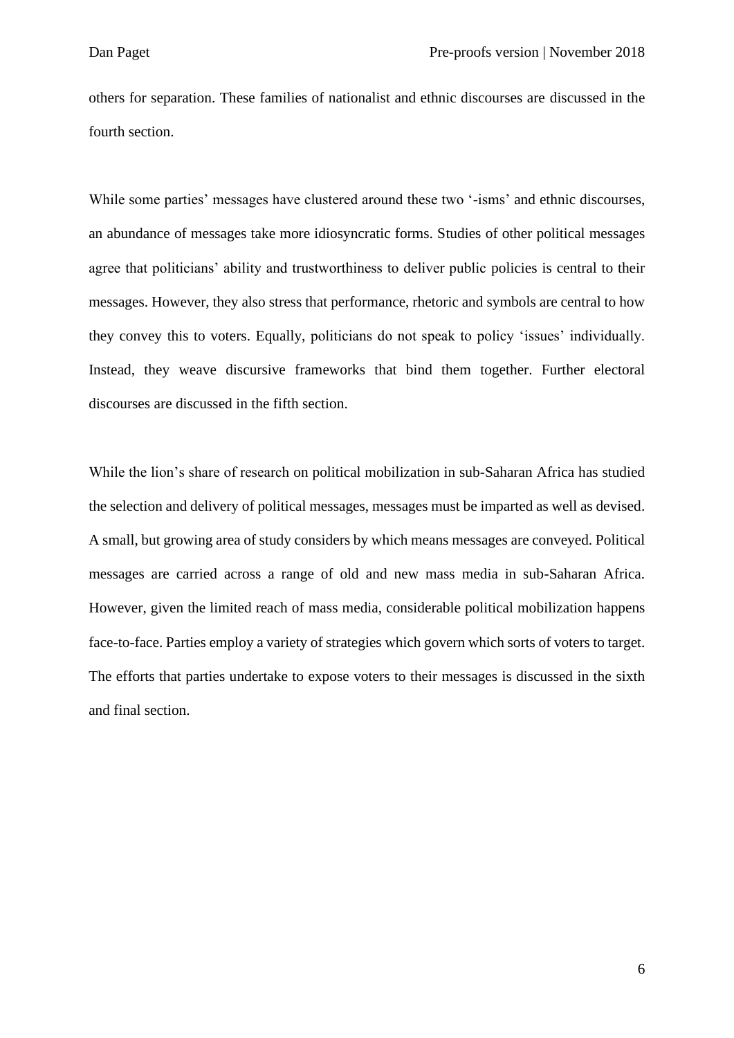others for separation. These families of nationalist and ethnic discourses are discussed in the fourth section.

While some parties' messages have clustered around these two '-isms' and ethnic discourses, an abundance of messages take more idiosyncratic forms. Studies of other political messages agree that politicians' ability and trustworthiness to deliver public policies is central to their messages. However, they also stress that performance, rhetoric and symbols are central to how they convey this to voters. Equally, politicians do not speak to policy 'issues' individually. Instead, they weave discursive frameworks that bind them together. Further electoral discourses are discussed in the fifth section.

While the lion's share of research on political mobilization in sub-Saharan Africa has studied the selection and delivery of political messages, messages must be imparted as well as devised. A small, but growing area of study considers by which means messages are conveyed. Political messages are carried across a range of old and new mass media in sub-Saharan Africa. However, given the limited reach of mass media, considerable political mobilization happens face-to-face. Parties employ a variety of strategies which govern which sorts of voters to target. The efforts that parties undertake to expose voters to their messages is discussed in the sixth and final section.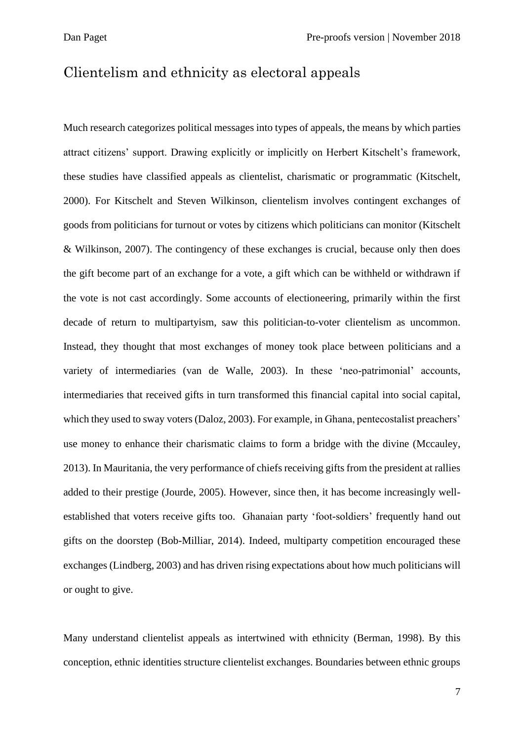## Clientelism and ethnicity as electoral appeals

Much research categorizes political messages into types of appeals, the means by which parties attract citizens' support. Drawing explicitly or implicitly on Herbert Kitschelt's framework, these studies have classified appeals as clientelist, charismatic or programmatic (Kitschelt, 2000). For Kitschelt and Steven Wilkinson, clientelism involves contingent exchanges of goods from politicians for turnout or votes by citizens which politicians can monitor (Kitschelt & Wilkinson, 2007). The contingency of these exchanges is crucial, because only then does the gift become part of an exchange for a vote, a gift which can be withheld or withdrawn if the vote is not cast accordingly. Some accounts of electioneering, primarily within the first decade of return to multipartyism, saw this politician-to-voter clientelism as uncommon. Instead, they thought that most exchanges of money took place between politicians and a variety of intermediaries (van de Walle, 2003). In these 'neo-patrimonial' accounts, intermediaries that received gifts in turn transformed this financial capital into social capital, which they used to sway voters (Daloz, 2003). For example, in Ghana, pentecostalist preachers' use money to enhance their charismatic claims to form a bridge with the divine (Mccauley, 2013). In Mauritania, the very performance of chiefs receiving gifts from the president at rallies added to their prestige (Jourde, 2005). However, since then, it has become increasingly well-established that voters receive gifts too. Ghanaian party 'foot-soldiers' frequently hand out gifts on the doorstep (Bob-Milliar, 2014). Indeed, multiparty competition encouraged these exchanges (Lindberg, 2003) and has driven rising expectations about how much politicians will or ought to give.

Many understand clientelist appeals as intertwined with ethnicity (Berman, 1998). By this conception, ethnic identities structure clientelist exchanges. Boundaries between ethnic groups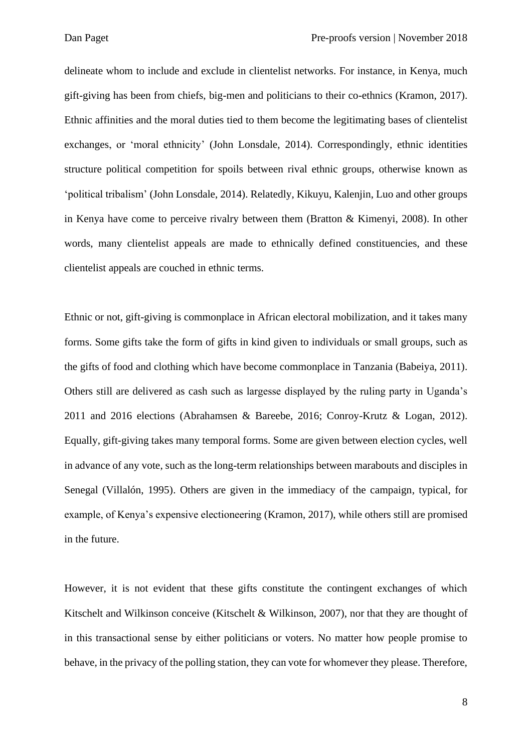delineate whom to include and exclude in clientelist networks. For instance, in Kenya, much gift-giving has been from chiefs, big-men and politicians to their co-ethnics (Kramon, 2017). Ethnic affinities and the moral duties tied to them become the legitimating bases of clientelist exchanges, or 'moral ethnicity' (John Lonsdale, 2014). Correspondingly, ethnic identities structure political competition for spoils between rival ethnic groups, otherwise known as 'political tribalism' (John Lonsdale, 2014). Relatedly, Kikuyu, Kalenjin, Luo and other groups in Kenya have come to perceive rivalry between them (Bratton & Kimenyi, 2008). In other words, many clientelist appeals are made to ethnically defined constituencies, and these clientelist appeals are couched in ethnic terms.

Ethnic or not, gift-giving is commonplace in African electoral mobilization, and it takes many forms. Some gifts take the form of gifts in kind given to individuals or small groups, such as the gifts of food and clothing which have become commonplace in Tanzania (Babeiya, 2011). Others still are delivered as cash such as largesse displayed by the ruling party in Uganda's 2011 and 2016 elections (Abrahamsen & Bareebe, 2016; Conroy-Krutz & Logan, 2012). Equally, gift-giving takes many temporal forms. Some are given between election cycles, well in advance of any vote, such as the long-term relationships between marabouts and disciples in Senegal (Villalón, 1995). Others are given in the immediacy of the campaign, typical, for example, of Kenya's expensive electioneering (Kramon, 2017), while others still are promised in the future.

However, it is not evident that these gifts constitute the contingent exchanges of which Kitschelt and Wilkinson conceive (Kitschelt & Wilkinson, 2007), nor that they are thought of in this transactional sense by either politicians or voters. No matter how people promise to behave, in the privacy of the polling station, they can vote for whomever they please. Therefore,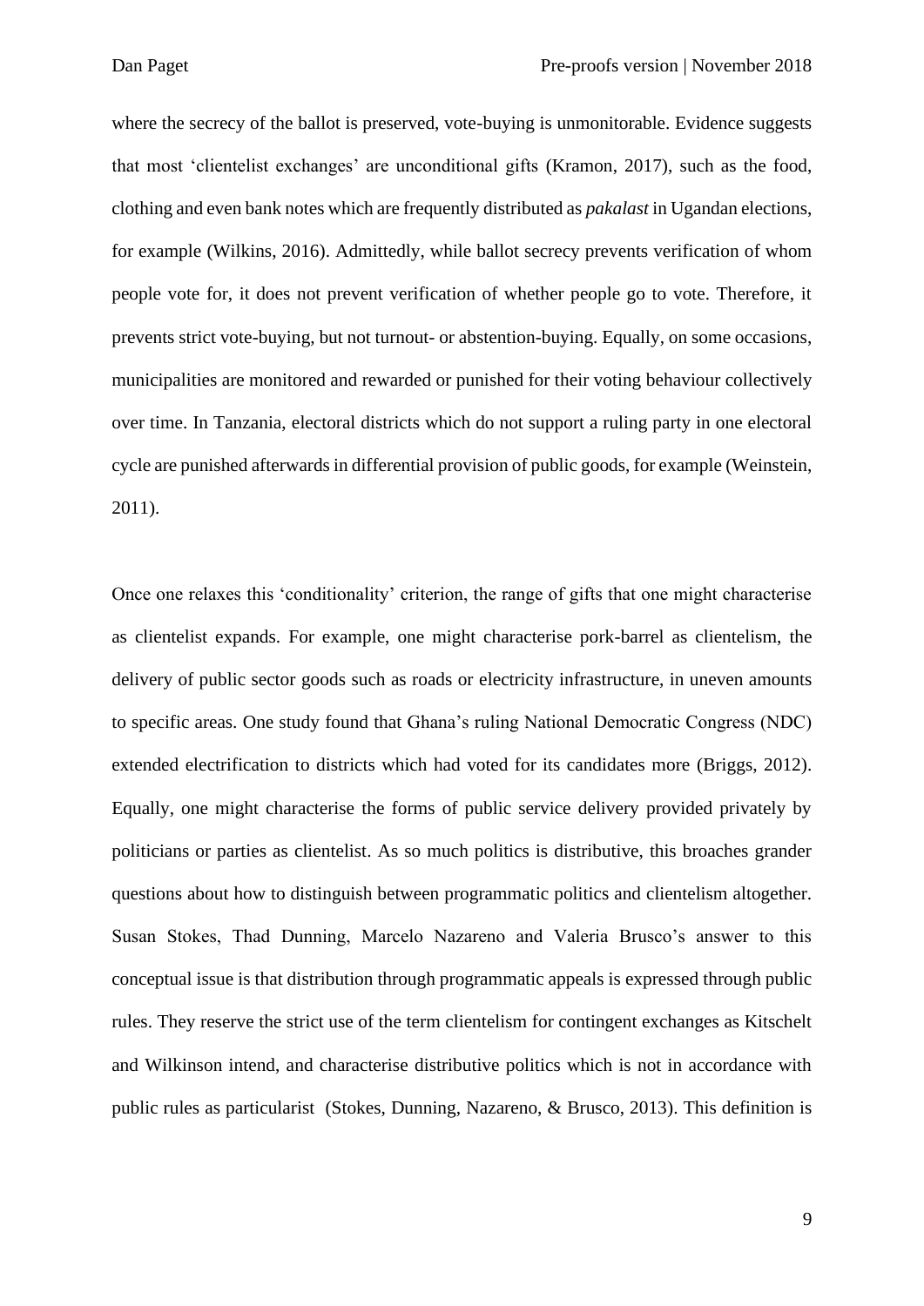where the secrecy of the ballot is preserved, vote-buying is unmonitorable. Evidence suggests that most 'clientelist exchanges' are unconditional gifts (Kramon, 2017), such as the food, clothing and even bank notes which are frequently distributed as *pakalast* in Ugandan elections, for example (Wilkins, 2016). Admittedly, while ballot secrecy prevents verification of whom people vote for, it does not prevent verification of whether people go to vote. Therefore, it prevents strict vote-buying, but not turnout- or abstention-buying. Equally, on some occasions, municipalities are monitored and rewarded or punished for their voting behaviour collectively over time. In Tanzania, electoral districts which do not support a ruling party in one electoral cycle are punished afterwards in differential provision of public goods, for example (Weinstein, 2011).

Once one relaxes this 'conditionality' criterion, the range of gifts that one might characterise as clientelist expands. For example, one might characterise pork-barrel as clientelism, the delivery of public sector goods such as roads or electricity infrastructure, in uneven amounts to specific areas. One study found that Ghana's ruling National Democratic Congress (NDC) extended electrification to districts which had voted for its candidates more (Briggs, 2012). Equally, one might characterise the forms of public service delivery provided privately by politicians or parties as clientelist. As so much politics is distributive, this broaches grander questions about how to distinguish between programmatic politics and clientelism altogether. Susan Stokes, Thad Dunning, Marcelo Nazareno and Valeria Brusco's answer to this conceptual issue is that distribution through programmatic appeals is expressed through public rules. They reserve the strict use of the term clientelism for contingent exchanges as Kitschelt and Wilkinson intend, and characterise distributive politics which is not in accordance with public rules as particularist (Stokes, Dunning, Nazareno, & Brusco, 2013). This definition is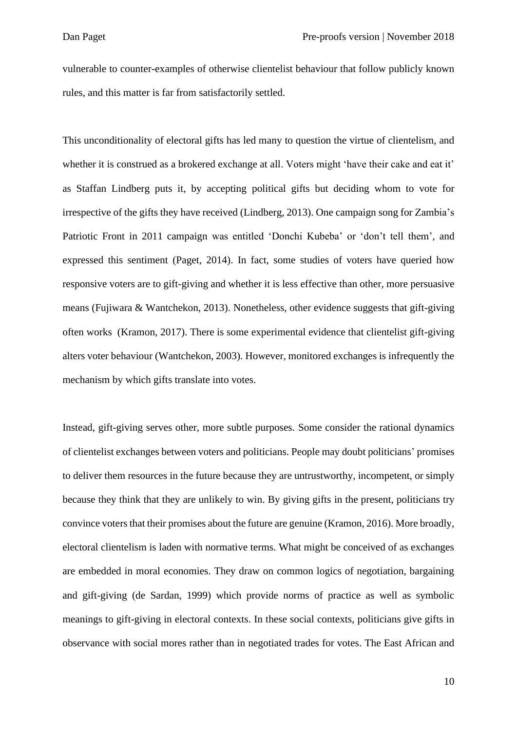vulnerable to counter-examples of otherwise clientelist behaviour that follow publicly known rules, and this matter is far from satisfactorily settled.

This unconditionality of electoral gifts has led many to question the virtue of clientelism, and whether it is construed as a brokered exchange at all. Voters might 'have their cake and eat it' as Staffan Lindberg puts it, by accepting political gifts but deciding whom to vote for irrespective of the gifts they have received (Lindberg, 2013). One campaign song for Zambia's Patriotic Front in 2011 campaign was entitled 'Donchi Kubeba' or 'don't tell them', and expressed this sentiment (Paget, 2014). In fact, some studies of voters have queried how responsive voters are to gift-giving and whether it is less effective than other, more persuasive means (Fujiwara & Wantchekon, 2013). Nonetheless, other evidence suggests that gift-giving often works  (Kramon, 2017). There is some experimental evidence that clientelist gift-giving alters voter behaviour (Wantchekon, 2003). However, monitored exchanges is infrequently the mechanism by which gifts translate into votes.

Instead, gift-giving serves other, more subtle purposes. Some consider the rational dynamics of clientelist exchanges between voters and politicians. People may doubt politicians' promises to deliver them resources in the future because they are untrustworthy, incompetent, or simply because they think that they are unlikely to win. By giving gifts in the present, politicians try convince voters that their promises about the future are genuine (Kramon, 2016). More broadly, electoral clientelism is laden with normative terms. What might be conceived of as exchanges are embedded in moral economies. They draw on common logics of negotiation, bargaining and gift-giving (de Sardan, 1999) which provide norms of practice as well as symbolic meanings to gift-giving in electoral contexts. In these social contexts, politicians give gifts in observance with social mores rather than in negotiated trades for votes. The East African and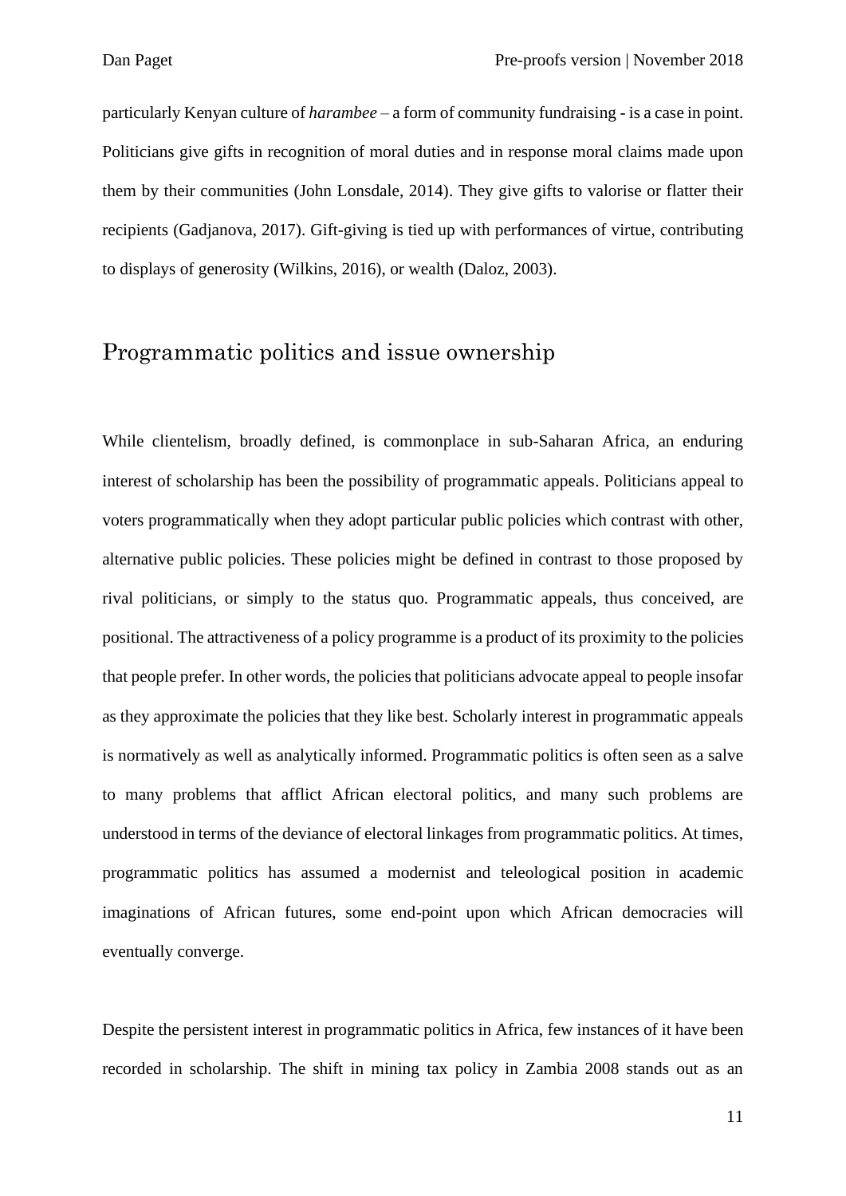particularly Kenyan culture of *harambee* – a form of community fundraising - is a case in point. Politicians give gifts in recognition of moral duties and in response moral claims made upon them by their communities (John Lonsdale, 2014). They give gifts to valorise or flatter their recipients (Gadjanova, 2017). Gift-giving is tied up with performances of virtue, contributing to displays of generosity (Wilkins, 2016), or wealth (Daloz, 2003).

## Programmatic politics and issue ownership

While clientelism, broadly defined, is commonplace in sub-Saharan Africa, an enduring interest of scholarship has been the possibility of programmatic appeals. Politicians appeal to voters programmatically when they adopt particular public policies which contrast with other, alternative public policies. These policies might be defined in contrast to those proposed by rival politicians, or simply to the status quo. Programmatic appeals, thus conceived, are positional. The attractiveness of a policy programme is a product of its proximity to the policies that people prefer. In other words, the policies that politicians advocate appeal to people insofar as they approximate the policies that they like best. Scholarly interest in programmatic appeals is normatively as well as analytically informed. Programmatic politics is often seen as a salve to many problems that afflict African electoral politics, and many such problems are understood in terms of the deviance of electoral linkages from programmatic politics. At times, programmatic politics has assumed a modernist and teleological position in academic imaginations of African futures, some end-point upon which African democracies will eventually converge.

Despite the persistent interest in programmatic politics in Africa, few instances of it have been recorded in scholarship. The shift in mining tax policy in Zambia 2008 stands out as an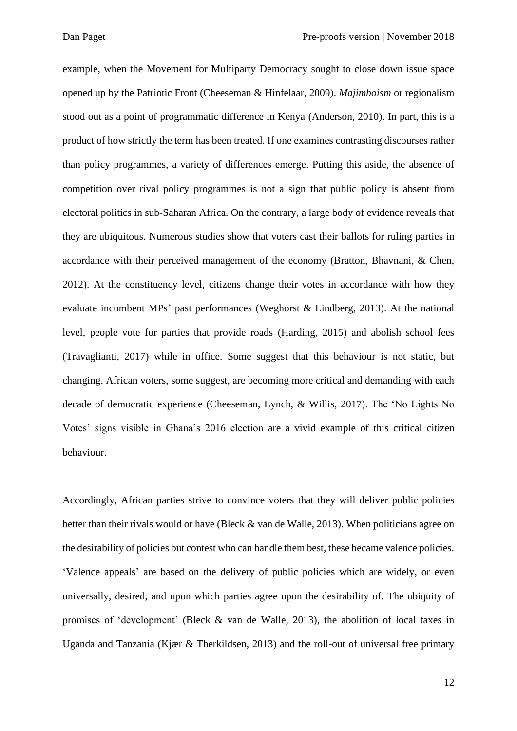example, when the Movement for Multiparty Democracy sought to close down issue space opened up by the Patriotic Front (Cheeseman & Hinfelaar, 2009). *Majimboism* or regionalism stood out as a point of programmatic difference in Kenya (Anderson, 2010). In part, this is a product of how strictly the term has been treated. If one examines contrasting discourses rather than policy programmes, a variety of differences emerge. Putting this aside, the absence of competition over rival policy programmes is not a sign that public policy is absent from electoral politics in sub-Saharan Africa. On the contrary, a large body of evidence reveals that they are ubiquitous. Numerous studies show that voters cast their ballots for ruling parties in accordance with their perceived management of the economy (Bratton, Bhavnani, & Chen, 2012). At the constituency level, citizens change their votes in accordance with how they evaluate incumbent MPs' past performances (Weghorst & Lindberg, 2013). At the national level, people vote for parties that provide roads (Harding, 2015) and abolish school fees (Travaglianti, 2017) while in office. Some suggest that this behaviour is not static, but changing. African voters, some suggest, are becoming more critical and demanding with each decade of democratic experience (Cheeseman, Lynch, & Willis, 2017). The 'No Lights No Votes' signs visible in Ghana's 2016 election are a vivid example of this critical citizen behaviour.

Accordingly, African parties strive to convince voters that they will deliver public policies better than their rivals would or have (Bleck & van de Walle, 2013). When politicians agree on the desirability of policies but contest who can handle them best, these became valence policies. 'Valence appeals' are based on the delivery of public policies which are widely, or even universally, desired, and upon which parties agree upon the desirability of. The ubiquity of promises of 'development' (Bleck & van de Walle, 2013), the abolition of local taxes in Uganda and Tanzania (Kjær & Therkildsen, 2013) and the roll-out of universal free primary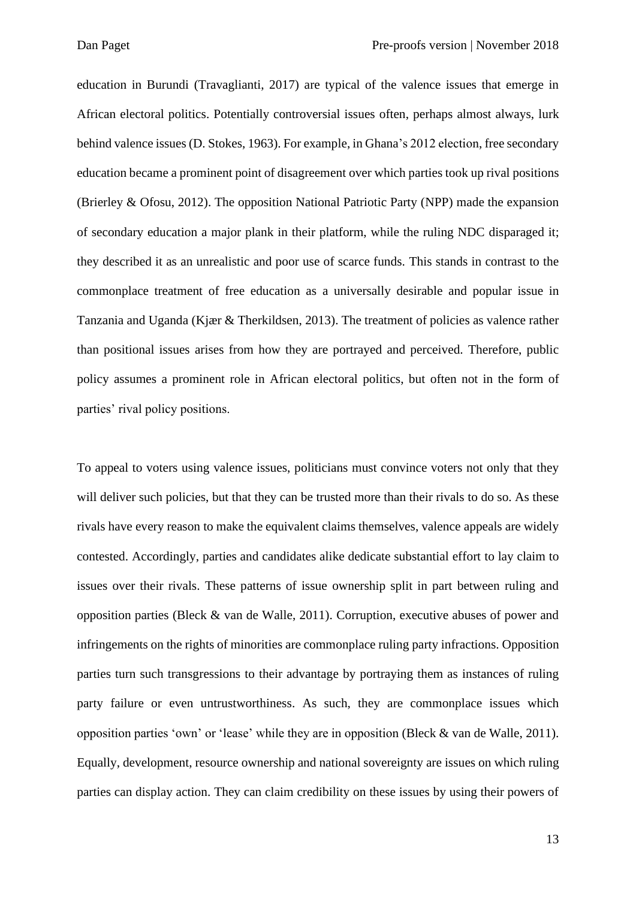education in Burundi (Travaglianti, 2017) are typical of the valence issues that emerge in African electoral politics. Potentially controversial issues often, perhaps almost always, lurk behind valence issues (D. Stokes, 1963). For example, in Ghana's 2012 election, free secondary education became a prominent point of disagreement over which parties took up rival positions (Brierley & Ofosu, 2012). The opposition National Patriotic Party (NPP) made the expansion of secondary education a major plank in their platform, while the ruling NDC disparaged it; they described it as an unrealistic and poor use of scarce funds. This stands in contrast to the commonplace treatment of free education as a universally desirable and popular issue in Tanzania and Uganda (Kjær & Therkildsen, 2013). The treatment of policies as valence rather than positional issues arises from how they are portrayed and perceived. Therefore, public policy assumes a prominent role in African electoral politics, but often not in the form of parties' rival policy positions.

To appeal to voters using valence issues, politicians must convince voters not only that they will deliver such policies, but that they can be trusted more than their rivals to do so. As these rivals have every reason to make the equivalent claims themselves, valence appeals are widely contested. Accordingly, parties and candidates alike dedicate substantial effort to lay claim to issues over their rivals. These patterns of issue ownership split in part between ruling and opposition parties (Bleck & van de Walle, 2011). Corruption, executive abuses of power and infringements on the rights of minorities are commonplace ruling party infractions. Opposition parties turn such transgressions to their advantage by portraying them as instances of ruling party failure or even untrustworthiness. As such, they are commonplace issues which opposition parties 'own' or 'lease' while they are in opposition (Bleck & van de Walle, 2011). Equally, development, resource ownership and national sovereignty are issues on which ruling parties can display action. They can claim credibility on these issues by using their powers of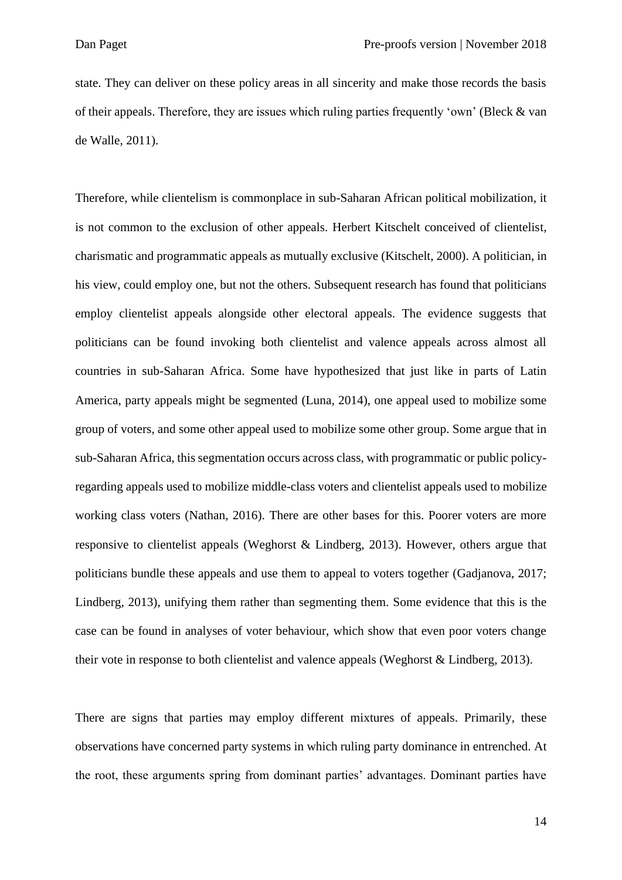state. They can deliver on these policy areas in all sincerity and make those records the basis of their appeals. Therefore, they are issues which ruling parties frequently 'own' (Bleck & van de Walle, 2011).

Therefore, while clientelism is commonplace in sub-Saharan African political mobilization, it is not common to the exclusion of other appeals. Herbert Kitschelt conceived of clientelist, charismatic and programmatic appeals as mutually exclusive (Kitschelt, 2000). A politician, in his view, could employ one, but not the others. Subsequent research has found that politicians employ clientelist appeals alongside other electoral appeals. The evidence suggests that politicians can be found invoking both clientelist and valence appeals across almost all countries in sub-Saharan Africa. Some have hypothesized that just like in parts of Latin America, party appeals might be segmented (Luna, 2014), one appeal used to mobilize some group of voters, and some other appeal used to mobilize some other group. Some argue that in sub-Saharan Africa, this segmentation occurs across class, with programmatic or public policy-regarding appeals used to mobilize middle-class voters and clientelist appeals used to mobilize working class voters (Nathan, 2016). There are other bases for this. Poorer voters are more responsive to clientelist appeals (Weghorst & Lindberg, 2013). However, others argue that politicians bundle these appeals and use them to appeal to voters together (Gadjanova, 2017; Lindberg, 2013), unifying them rather than segmenting them. Some evidence that this is the case can be found in analyses of voter behaviour, which show that even poor voters change their vote in response to both clientelist and valence appeals (Weghorst & Lindberg, 2013).

There are signs that parties may employ different mixtures of appeals. Primarily, these observations have concerned party systems in which ruling party dominance in entrenched. At the root, these arguments spring from dominant parties' advantages. Dominant parties have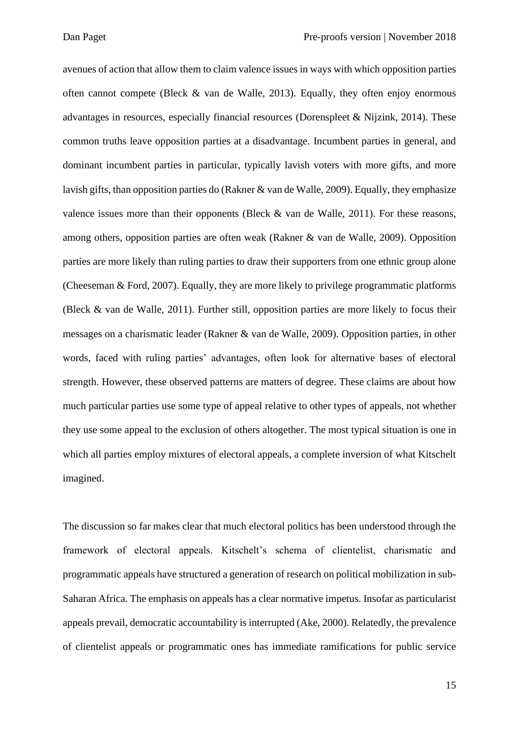avenues of action that allow them to claim valence issues in ways with which opposition parties often cannot compete (Bleck & van de Walle, 2013). Equally, they often enjoy enormous advantages in resources, especially financial resources (Dorenspleet & Nijzink, 2014). These common truths leave opposition parties at a disadvantage. Incumbent parties in general, and dominant incumbent parties in particular, typically lavish voters with more gifts, and more lavish gifts, than opposition parties do (Rakner & van de Walle, 2009). Equally, they emphasize valence issues more than their opponents (Bleck & van de Walle, 2011). For these reasons, among others, opposition parties are often weak (Rakner & van de Walle, 2009). Opposition parties are more likely than ruling parties to draw their supporters from one ethnic group alone (Cheeseman & Ford, 2007). Equally, they are more likely to privilege programmatic platforms (Bleck & van de Walle, 2011). Further still, opposition parties are more likely to focus their messages on a charismatic leader (Rakner & van de Walle, 2009). Opposition parties, in other words, faced with ruling parties' advantages, often look for alternative bases of electoral strength. However, these observed patterns are matters of degree. These claims are about how much particular parties use some type of appeal relative to other types of appeals, not whether they use some appeal to the exclusion of others altogether. The most typical situation is one in which all parties employ mixtures of electoral appeals, a complete inversion of what Kitschelt imagined.

The discussion so far makes clear that much electoral politics has been understood through the framework of electoral appeals. Kitschelt's schema of clientelist, charismatic and programmatic appeals have structured a generation of research on political mobilization in sub-Saharan Africa. The emphasis on appeals has a clear normative impetus. Insofar as particularist appeals prevail, democratic accountability is interrupted (Ake, 2000). Relatedly, the prevalence of clientelist appeals or programmatic ones has immediate ramifications for public service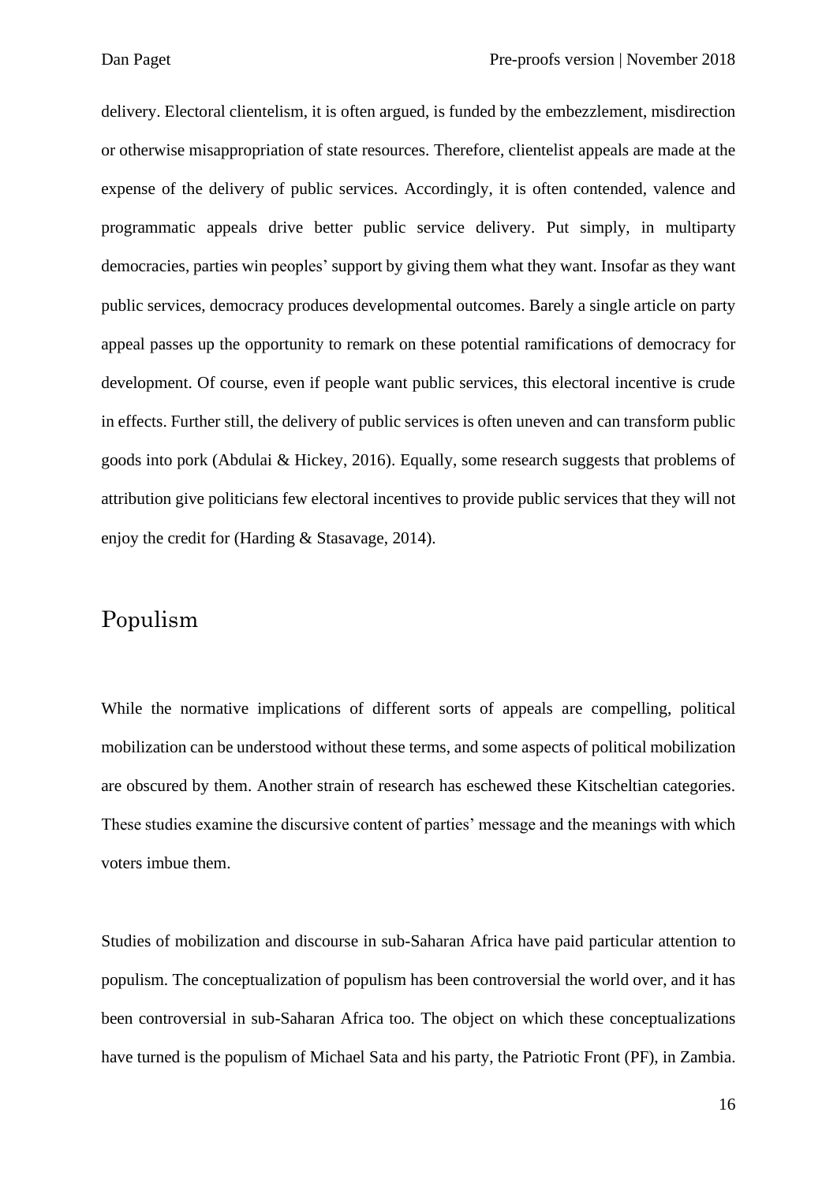delivery. Electoral clientelism, it is often argued, is funded by the embezzlement, misdirection or otherwise misappropriation of state resources. Therefore, clientelist appeals are made at the expense of the delivery of public services. Accordingly, it is often contended, valence and programmatic appeals drive better public service delivery. Put simply, in multiparty democracies, parties win peoples' support by giving them what they want. Insofar as they want public services, democracy produces developmental outcomes. Barely a single article on party appeal passes up the opportunity to remark on these potential ramifications of democracy for development. Of course, even if people want public services, this electoral incentive is crude in effects. Further still, the delivery of public services is often uneven and can transform public goods into pork (Abdulai & Hickey, 2016). Equally, some research suggests that problems of attribution give politicians few electoral incentives to provide public services that they will not enjoy the credit for (Harding & Stasavage, 2014).

## Populism

While the normative implications of different sorts of appeals are compelling, political mobilization can be understood without these terms, and some aspects of political mobilization are obscured by them. Another strain of research has eschewed these Kitscheltian categories. These studies examine the discursive content of parties' message and the meanings with which voters imbue them.

Studies of mobilization and discourse in sub-Saharan Africa have paid particular attention to populism. The conceptualization of populism has been controversial the world over, and it has been controversial in sub-Saharan Africa too. The object on which these conceptualizations have turned is the populism of Michael Sata and his party, the Patriotic Front (PF), in Zambia.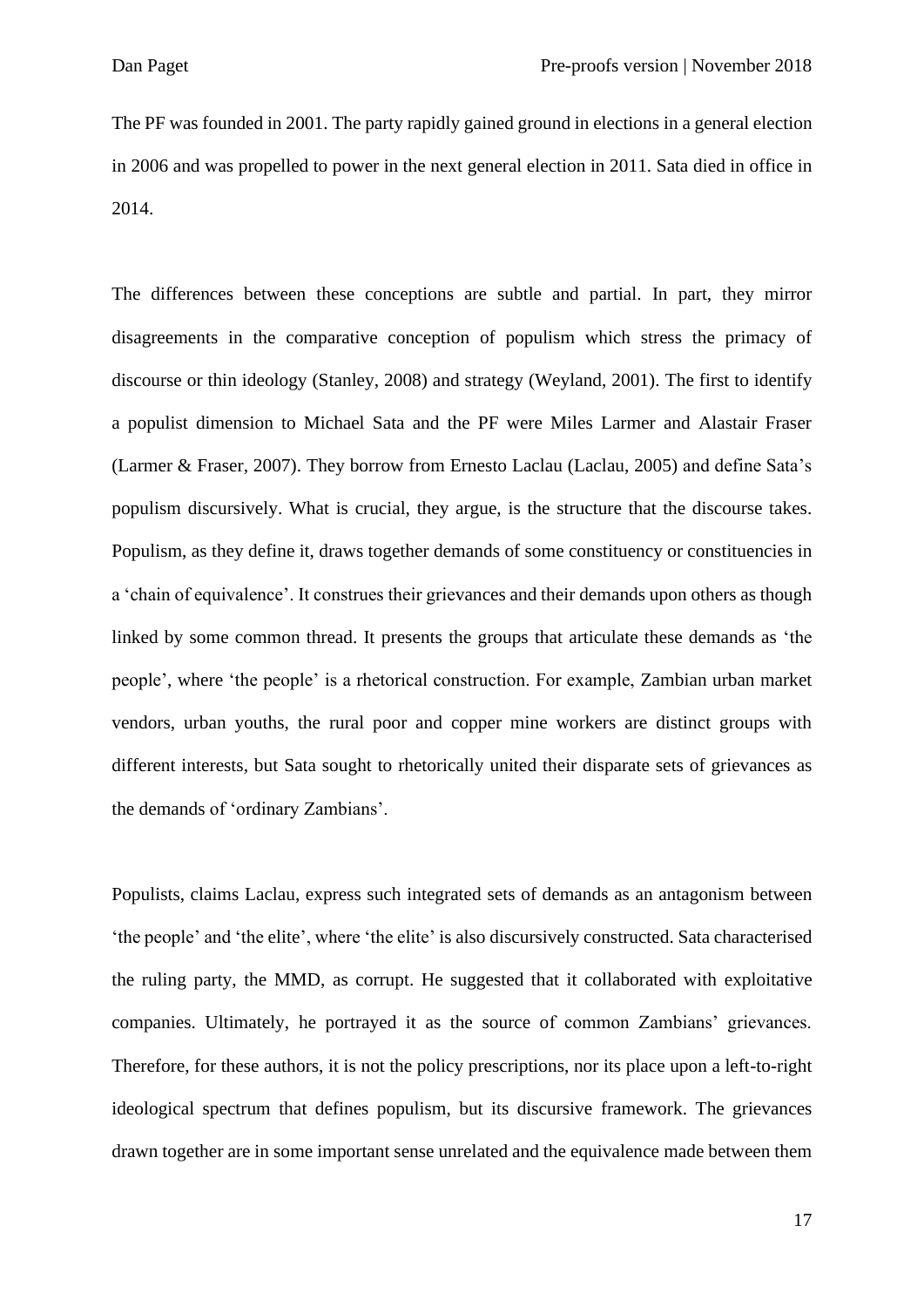The PF was founded in 2001. The party rapidly gained ground in elections in a general election in 2006 and was propelled to power in the next general election in 2011. Sata died in office in 2014.

The differences between these conceptions are subtle and partial. In part, they mirror disagreements in the comparative conception of populism which stress the primacy of discourse or thin ideology (Stanley, 2008) and strategy (Weyland, 2001). The first to identify a populist dimension to Michael Sata and the PF were Miles Larmer and Alastair Fraser (Larmer & Fraser, 2007). They borrow from Ernesto Laclau (Laclau, 2005) and define Sata's populism discursively. What is crucial, they argue, is the structure that the discourse takes. Populism, as they define it, draws together demands of some constituency or constituencies in a 'chain of equivalence'. It construes their grievances and their demands upon others as though linked by some common thread. It presents the groups that articulate these demands as 'the people', where 'the people' is a rhetorical construction. For example, Zambian urban market vendors, urban youths, the rural poor and copper mine workers are distinct groups with different interests, but Sata sought to rhetorically united their disparate sets of grievances as the demands of 'ordinary Zambians'.

Populists, claims Laclau, express such integrated sets of demands as an antagonism between 'the people' and 'the elite', where 'the elite' is also discursively constructed. Sata characterised the ruling party, the MMD, as corrupt. He suggested that it collaborated with exploitative companies. Ultimately, he portrayed it as the source of common Zambians' grievances. Therefore, for these authors, it is not the policy prescriptions, nor its place upon a left-to-right ideological spectrum that defines populism, but its discursive framework. The grievances drawn together are in some important sense unrelated and the equivalence made between them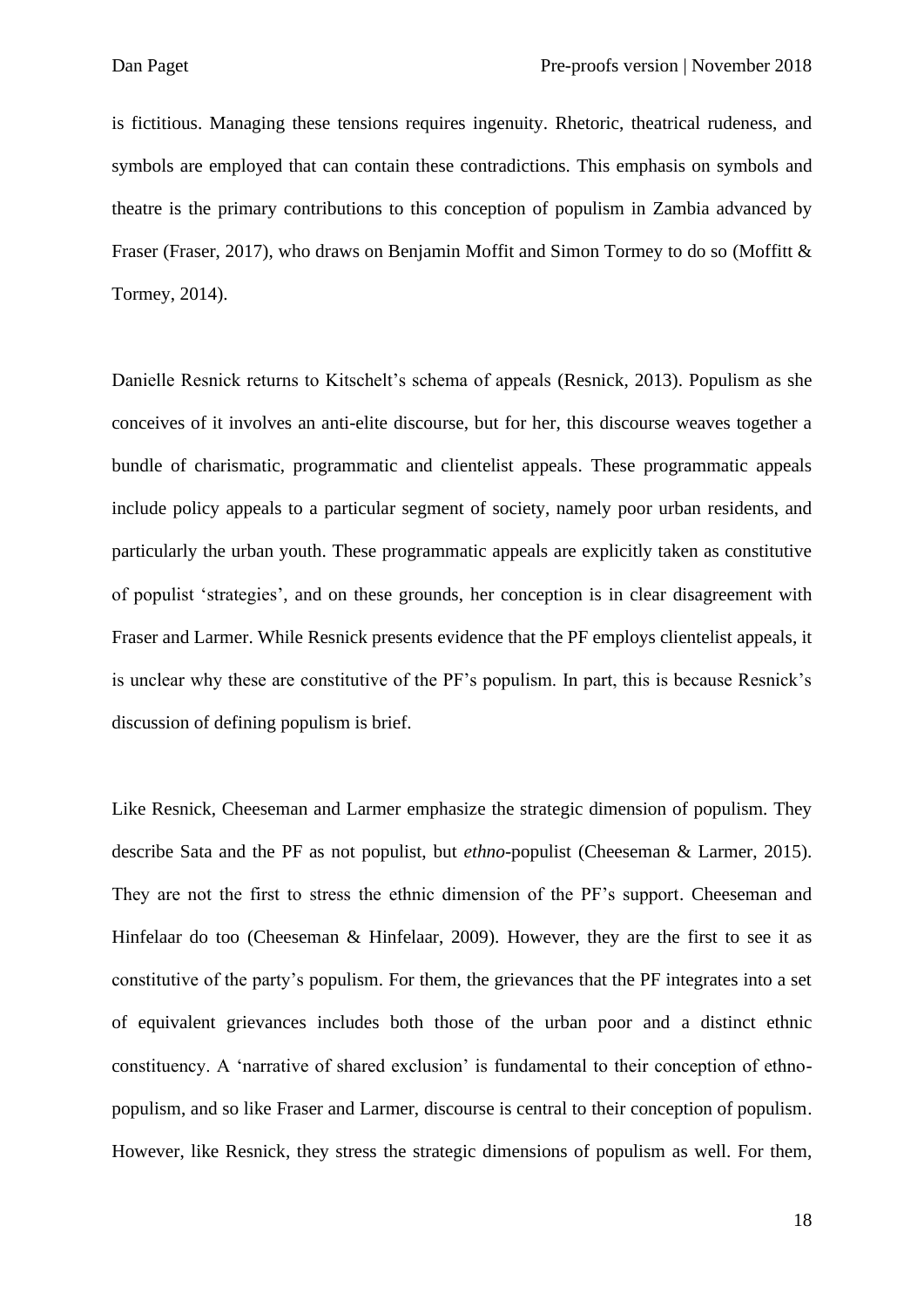is fictitious. Managing these tensions requires ingenuity. Rhetoric, theatrical rudeness, and symbols are employed that can contain these contradictions. This emphasis on symbols and theatre is the primary contributions to this conception of populism in Zambia advanced by Fraser (Fraser, 2017), who draws on Benjamin Moffit and Simon Tormey to do so (Moffitt & Tormey, 2014).

Danielle Resnick returns to Kitschelt's schema of appeals (Resnick, 2013). Populism as she conceives of it involves an anti-elite discourse, but for her, this discourse weaves together a bundle of charismatic, programmatic and clientelist appeals. These programmatic appeals include policy appeals to a particular segment of society, namely poor urban residents, and particularly the urban youth. These programmatic appeals are explicitly taken as constitutive of populist 'strategies', and on these grounds, her conception is in clear disagreement with Fraser and Larmer. While Resnick presents evidence that the PF employs clientelist appeals, it is unclear why these are constitutive of the PF's populism. In part, this is because Resnick's discussion of defining populism is brief.

Like Resnick, Cheeseman and Larmer emphasize the strategic dimension of populism. They describe Sata and the PF as not populist, but *ethno*-populist (Cheeseman & Larmer, 2015). They are not the first to stress the ethnic dimension of the PF's support. Cheeseman and Hinfelaar do too (Cheeseman & Hinfelaar, 2009). However, they are the first to see it as constitutive of the party's populism. For them, the grievances that the PF integrates into a set of equivalent grievances includes both those of the urban poor and a distinct ethnic constituency. A 'narrative of shared exclusion' is fundamental to their conception of ethno-populism, and so like Fraser and Larmer, discourse is central to their conception of populism. However, like Resnick, they stress the strategic dimensions of populism as well. For them,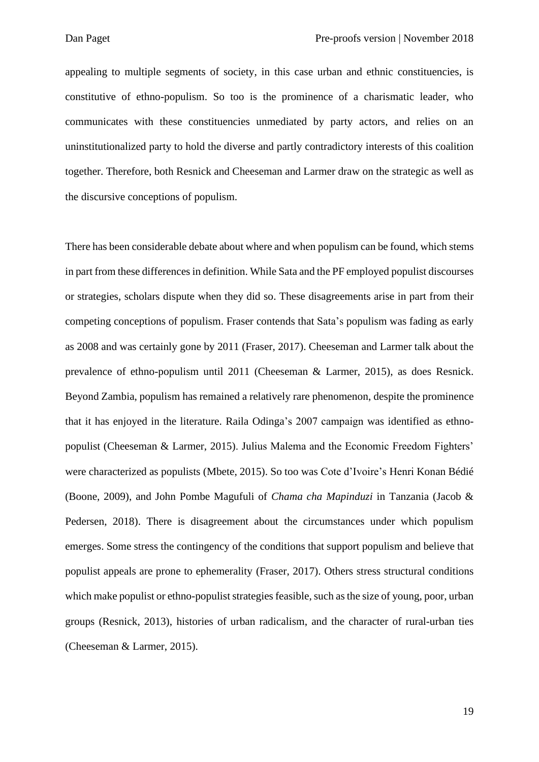appealing to multiple segments of society, in this case urban and ethnic constituencies, is constitutive of ethno-populism. So too is the prominence of a charismatic leader, who communicates with these constituencies unmediated by party actors, and relies on an uninstitutionalized party to hold the diverse and partly contradictory interests of this coalition together. Therefore, both Resnick and Cheeseman and Larmer draw on the strategic as well as the discursive conceptions of populism.

There has been considerable debate about where and when populism can be found, which stems in part from these differences in definition. While Sata and the PF employed populist discourses or strategies, scholars dispute when they did so. These disagreements arise in part from their competing conceptions of populism. Fraser contends that Sata's populism was fading as early as 2008 and was certainly gone by 2011 (Fraser, 2017). Cheeseman and Larmer talk about the prevalence of ethno-populism until 2011 (Cheeseman & Larmer, 2015), as does Resnick. Beyond Zambia, populism has remained a relatively rare phenomenon, despite the prominence that it has enjoyed in the literature. Raila Odinga's 2007 campaign was identified as ethno-populist (Cheeseman & Larmer, 2015). Julius Malema and the Economic Freedom Fighters' were characterized as populists (Mbete, 2015). So too was Cote d'Ivoire's Henri Konan Bédié (Boone, 2009), and John Pombe Magufuli of *Chama cha Mapinduzi* in Tanzania (Jacob & Pedersen, 2018). There is disagreement about the circumstances under which populism emerges. Some stress the contingency of the conditions that support populism and believe that populist appeals are prone to ephemerality (Fraser, 2017). Others stress structural conditions which make populist or ethno-populist strategies feasible, such as the size of young, poor, urban groups (Resnick, 2013), histories of urban radicalism, and the character of rural-urban ties (Cheeseman & Larmer, 2015).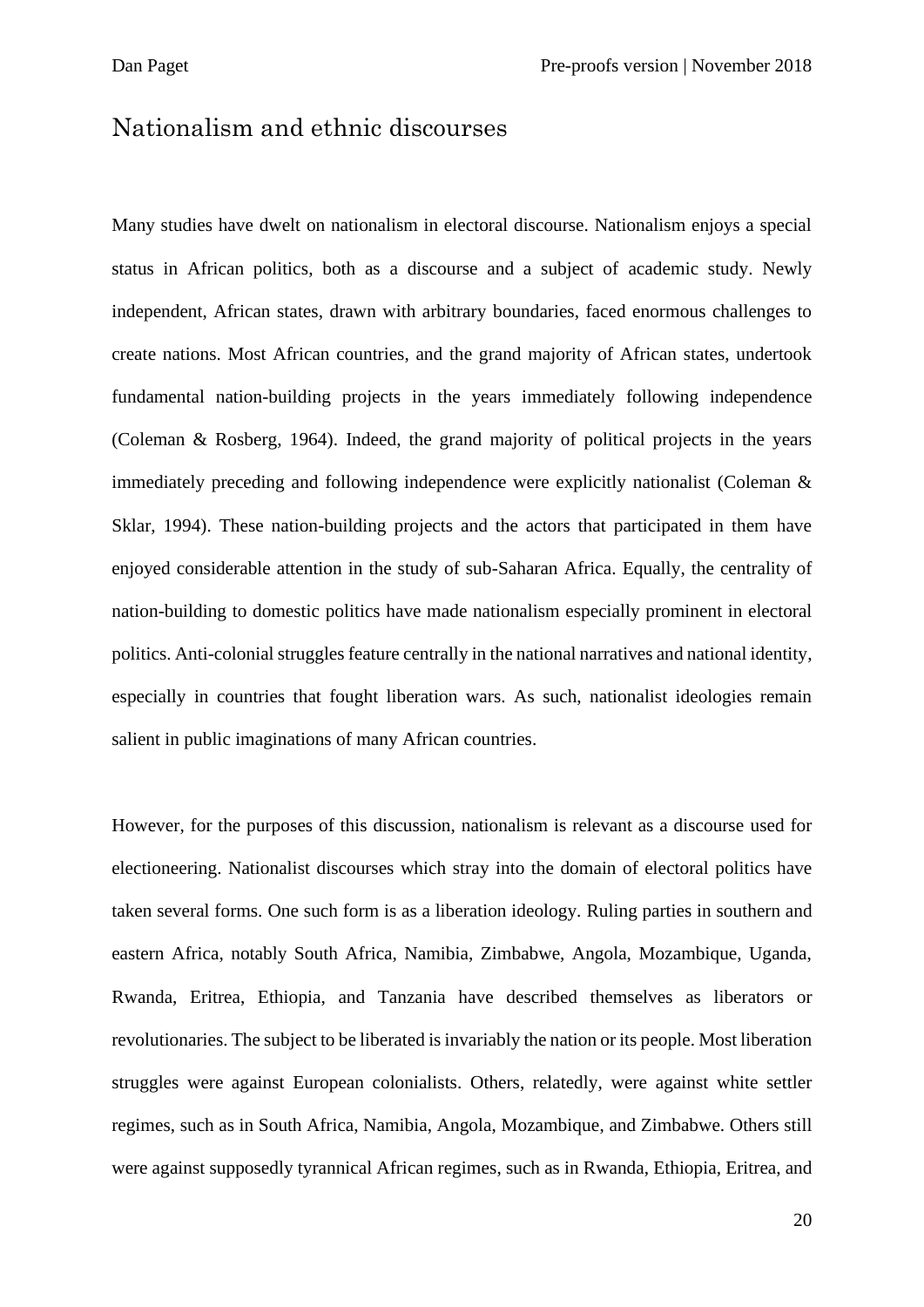## Nationalism and ethnic discourses

Many studies have dwelt on nationalism in electoral discourse. Nationalism enjoys a special status in African politics, both as a discourse and a subject of academic study. Newly independent, African states, drawn with arbitrary boundaries, faced enormous challenges to create nations. Most African countries, and the grand majority of African states, undertook fundamental nation-building projects in the years immediately following independence (Coleman & Rosberg, 1964). Indeed, the grand majority of political projects in the years immediately preceding and following independence were explicitly nationalist (Coleman & Sklar, 1994). These nation-building projects and the actors that participated in them have enjoyed considerable attention in the study of sub-Saharan Africa. Equally, the centrality of nation-building to domestic politics have made nationalism especially prominent in electoral politics. Anti-colonial struggles feature centrally in the national narratives and national identity, especially in countries that fought liberation wars. As such, nationalist ideologies remain salient in public imaginations of many African countries.

However, for the purposes of this discussion, nationalism is relevant as a discourse used for electioneering. Nationalist discourses which stray into the domain of electoral politics have taken several forms. One such form is as a liberation ideology. Ruling parties in southern and eastern Africa, notably South Africa, Namibia, Zimbabwe, Angola, Mozambique, Uganda, Rwanda, Eritrea, Ethiopia, and Tanzania have described themselves as liberators or revolutionaries. The subject to be liberated is invariably the nation or its people. Most liberation struggles were against European colonialists. Others, relatedly, were against white settler regimes, such as in South Africa, Namibia, Angola, Mozambique, and Zimbabwe. Others still were against supposedly tyrannical African regimes, such as in Rwanda, Ethiopia, Eritrea, and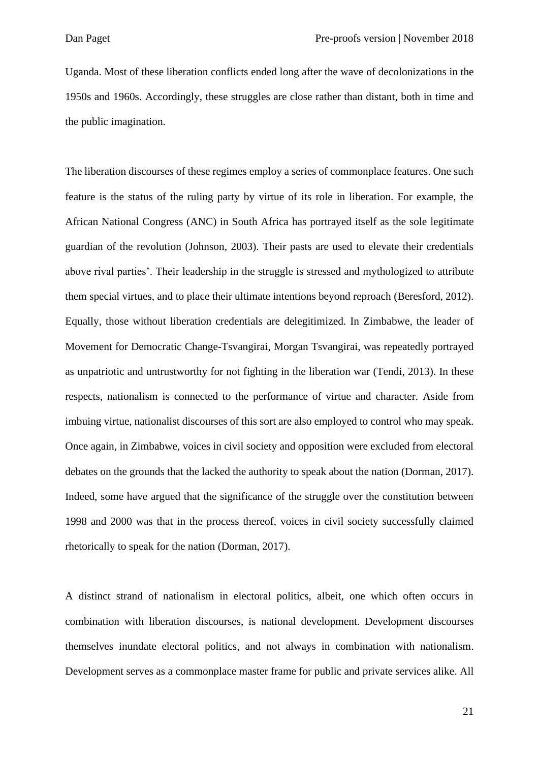Uganda. Most of these liberation conflicts ended long after the wave of decolonizations in the 1950s and 1960s. Accordingly, these struggles are close rather than distant, both in time and the public imagination.

The liberation discourses of these regimes employ a series of commonplace features. One such feature is the status of the ruling party by virtue of its role in liberation. For example, the African National Congress (ANC) in South Africa has portrayed itself as the sole legitimate guardian of the revolution (Johnson, 2003). Their pasts are used to elevate their credentials above rival parties'. Their leadership in the struggle is stressed and mythologized to attribute them special virtues, and to place their ultimate intentions beyond reproach (Beresford, 2012). Equally, those without liberation credentials are delegitimized. In Zimbabwe, the leader of Movement for Democratic Change-Tsvangirai, Morgan Tsvangirai, was repeatedly portrayed as unpatriotic and untrustworthy for not fighting in the liberation war (Tendi, 2013). In these respects, nationalism is connected to the performance of virtue and character. Aside from imbuing virtue, nationalist discourses of this sort are also employed to control who may speak. Once again, in Zimbabwe, voices in civil society and opposition were excluded from electoral debates on the grounds that the lacked the authority to speak about the nation (Dorman, 2017). Indeed, some have argued that the significance of the struggle over the constitution between 1998 and 2000 was that in the process thereof, voices in civil society successfully claimed rhetorically to speak for the nation (Dorman, 2017).

A distinct strand of nationalism in electoral politics, albeit, one which often occurs in combination with liberation discourses, is national development. Development discourses themselves inundate electoral politics, and not always in combination with nationalism. Development serves as a commonplace master frame for public and private services alike. All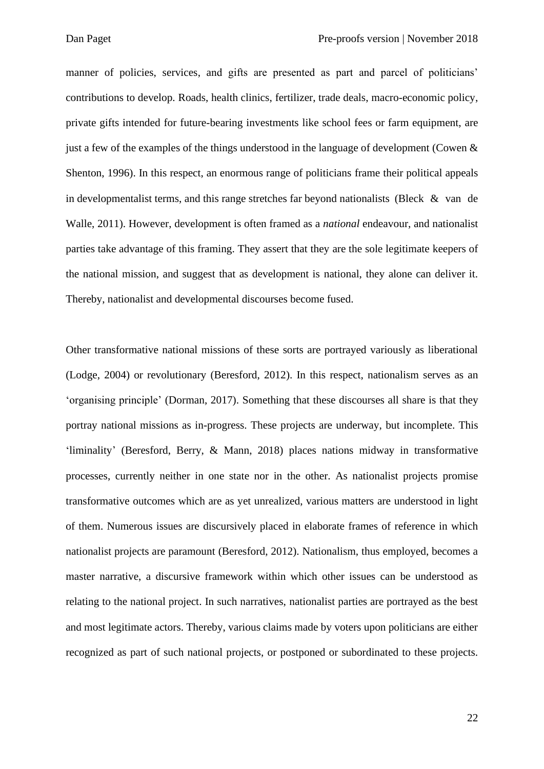manner of policies, services, and gifts are presented as part and parcel of politicians' contributions to develop. Roads, health clinics, fertilizer, trade deals, macro-economic policy, private gifts intended for future-bearing investments like school fees or farm equipment, are just a few of the examples of the things understood in the language of development (Cowen & Shenton, 1996). In this respect, an enormous range of politicians frame their political appeals in developmentalist terms, and this range stretches far beyond nationalists (Bleck & van de Walle, 2011). However, development is often framed as a *national* endeavour, and nationalist parties take advantage of this framing. They assert that they are the sole legitimate keepers of the national mission, and suggest that as development is national, they alone can deliver it. Thereby, nationalist and developmental discourses become fused.

Other transformative national missions of these sorts are portrayed variously as liberational (Lodge, 2004) or revolutionary (Beresford, 2012). In this respect, nationalism serves as an 'organising principle' (Dorman, 2017). Something that these discourses all share is that they portray national missions as in-progress. These projects are underway, but incomplete. This 'liminality' (Beresford, Berry, & Mann, 2018) places nations midway in transformative processes, currently neither in one state nor in the other. As nationalist projects promise transformative outcomes which are as yet unrealized, various matters are understood in light of them. Numerous issues are discursively placed in elaborate frames of reference in which nationalist projects are paramount (Beresford, 2012). Nationalism, thus employed, becomes a master narrative, a discursive framework within which other issues can be understood as relating to the national project. In such narratives, nationalist parties are portrayed as the best and most legitimate actors. Thereby, various claims made by voters upon politicians are either recognized as part of such national projects, or postponed or subordinated to these projects.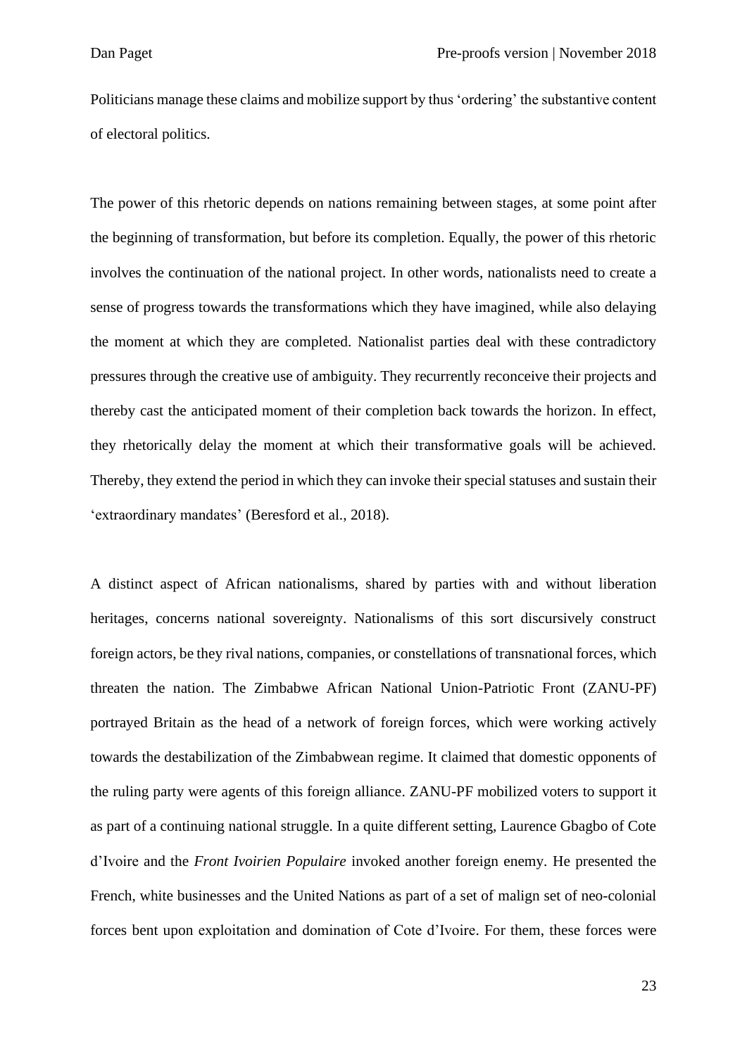Politicians manage these claims and mobilize support by thus 'ordering' the substantive content of electoral politics.

The power of this rhetoric depends on nations remaining between stages, at some point after the beginning of transformation, but before its completion. Equally, the power of this rhetoric involves the continuation of the national project. In other words, nationalists need to create a sense of progress towards the transformations which they have imagined, while also delaying the moment at which they are completed. Nationalist parties deal with these contradictory pressures through the creative use of ambiguity. They recurrently reconceive their projects and thereby cast the anticipated moment of their completion back towards the horizon. In effect, they rhetorically delay the moment at which their transformative goals will be achieved. Thereby, they extend the period in which they can invoke their special statuses and sustain their 'extraordinary mandates' (Beresford et al., 2018).

A distinct aspect of African nationalisms, shared by parties with and without liberation heritages, concerns national sovereignty. Nationalisms of this sort discursively construct foreign actors, be they rival nations, companies, or constellations of transnational forces, which threaten the nation. The Zimbabwe African National Union-Patriotic Front (ZANU-PF) portrayed Britain as the head of a network of foreign forces, which were working actively towards the destabilization of the Zimbabwean regime. It claimed that domestic opponents of the ruling party were agents of this foreign alliance. ZANU-PF mobilized voters to support it as part of a continuing national struggle. In a quite different setting, Laurence Gbagbo of Cote d'Ivoire and the *Front Ivoirien Populaire* invoked another foreign enemy. He presented the French, white businesses and the United Nations as part of a set of malign set of neo-colonial forces bent upon exploitation and domination of Cote d'Ivoire. For them, these forces were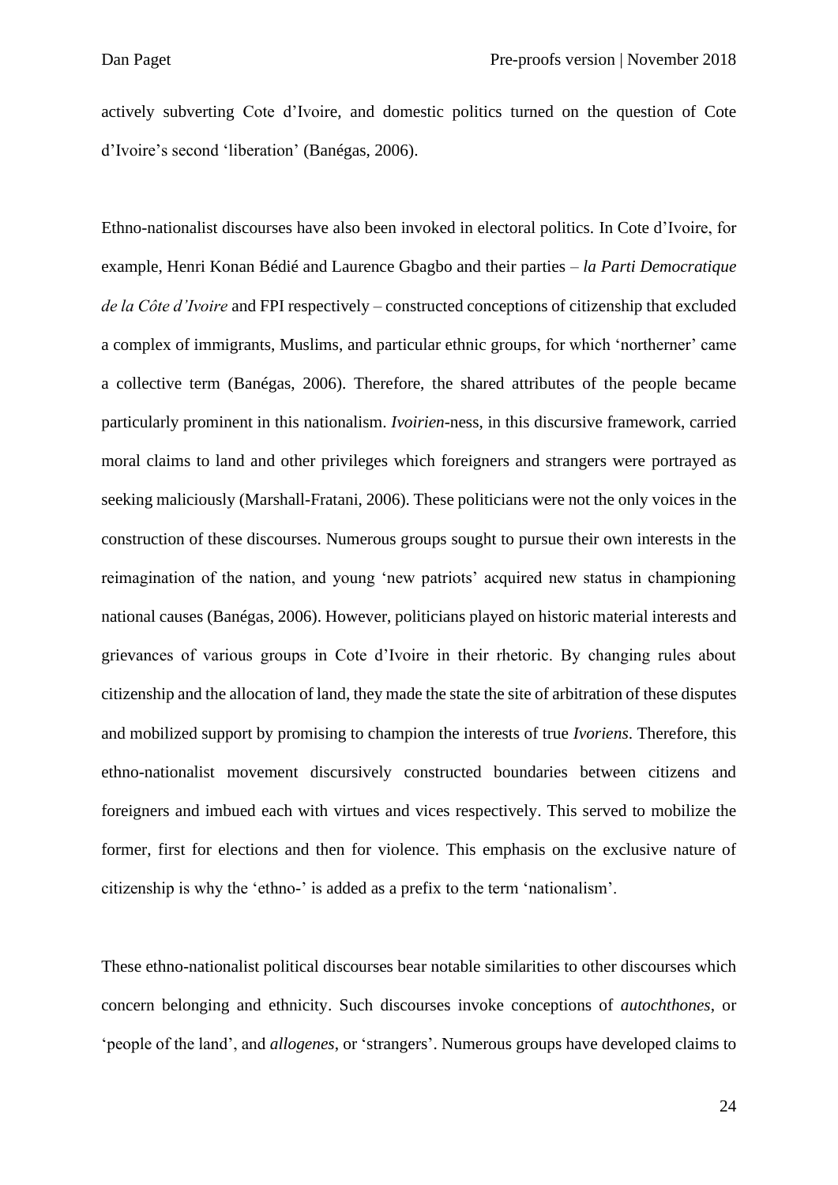actively subverting Cote d'Ivoire, and domestic politics turned on the question of Cote d'Ivoire's second 'liberation' (Banégas, 2006).

Ethno-nationalist discourses have also been invoked in electoral politics. In Cote d'Ivoire, for example, Henri Konan Bédié and Laurence Gbagbo and their parties – *la Parti Democratique de la Côte d'Ivoire* and FPI respectively – constructed conceptions of citizenship that excluded a complex of immigrants, Muslims, and particular ethnic groups, for which 'northerner' came a collective term (Banégas, 2006). Therefore, the shared attributes of the people became particularly prominent in this nationalism. *Ivoirien*-ness, in this discursive framework, carried moral claims to land and other privileges which foreigners and strangers were portrayed as seeking maliciously (Marshall-Fratani, 2006). These politicians were not the only voices in the construction of these discourses. Numerous groups sought to pursue their own interests in the reimagination of the nation, and young 'new patriots' acquired new status in championing national causes (Banégas, 2006). However, politicians played on historic material interests and grievances of various groups in Cote d'Ivoire in their rhetoric. By changing rules about citizenship and the allocation of land, they made the state the site of arbitration of these disputes and mobilized support by promising to champion the interests of true *Ivoriens*. Therefore, this ethno-nationalist movement discursively constructed boundaries between citizens and foreigners and imbued each with virtues and vices respectively. This served to mobilize the former, first for elections and then for violence. This emphasis on the exclusive nature of citizenship is why the 'ethno-' is added as a prefix to the term 'nationalism'.

These ethno-nationalist political discourses bear notable similarities to other discourses which concern belonging and ethnicity. Such discourses invoke conceptions of *autochthones*, or 'people of the land', and *allogenes*, or 'strangers'. Numerous groups have developed claims to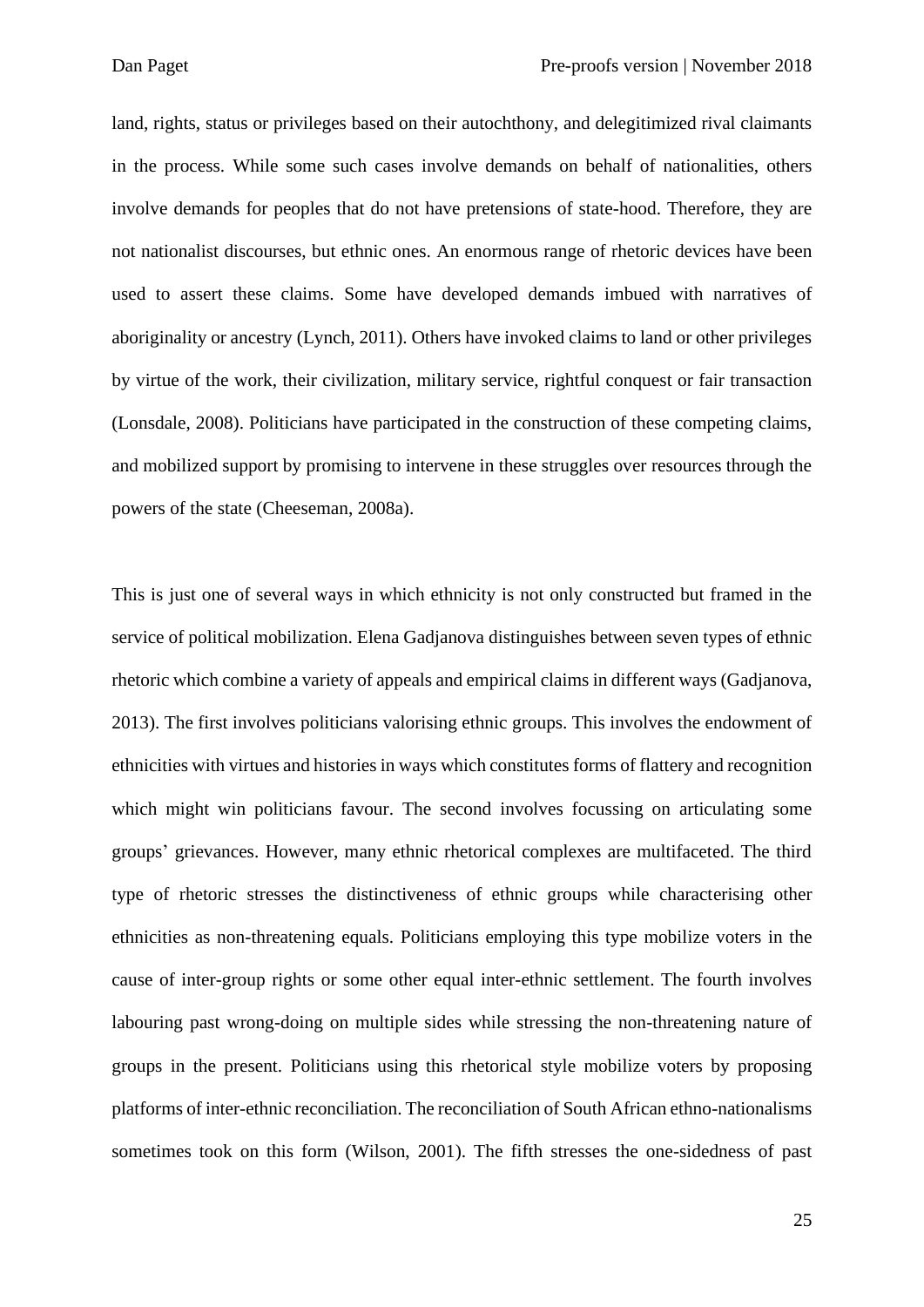land, rights, status or privileges based on their autochthony, and delegitimized rival claimants in the process. While some such cases involve demands on behalf of nationalities, others involve demands for peoples that do not have pretensions of state-hood. Therefore, they are not nationalist discourses, but ethnic ones. An enormous range of rhetoric devices have been used to assert these claims. Some have developed demands imbued with narratives of aboriginality or ancestry (Lynch, 2011). Others have invoked claims to land or other privileges by virtue of the work, their civilization, military service, rightful conquest or fair transaction (Lonsdale, 2008). Politicians have participated in the construction of these competing claims, and mobilized support by promising to intervene in these struggles over resources through the powers of the state (Cheeseman, 2008a).

This is just one of several ways in which ethnicity is not only constructed but framed in the service of political mobilization. Elena Gadjanova distinguishes between seven types of ethnic rhetoric which combine a variety of appeals and empirical claims in different ways (Gadjanova, 2013). The first involves politicians valorising ethnic groups. This involves the endowment of ethnicities with virtues and histories in ways which constitutes forms of flattery and recognition which might win politicians favour. The second involves focussing on articulating some groups' grievances. However, many ethnic rhetorical complexes are multifaceted. The third type of rhetoric stresses the distinctiveness of ethnic groups while characterising other ethnicities as non-threatening equals. Politicians employing this type mobilize voters in the cause of inter-group rights or some other equal inter-ethnic settlement. The fourth involves labouring past wrong-doing on multiple sides while stressing the non-threatening nature of groups in the present. Politicians using this rhetorical style mobilize voters by proposing platforms of inter-ethnic reconciliation. The reconciliation of South African ethno-nationalisms sometimes took on this form (Wilson, 2001). The fifth stresses the one-sidedness of past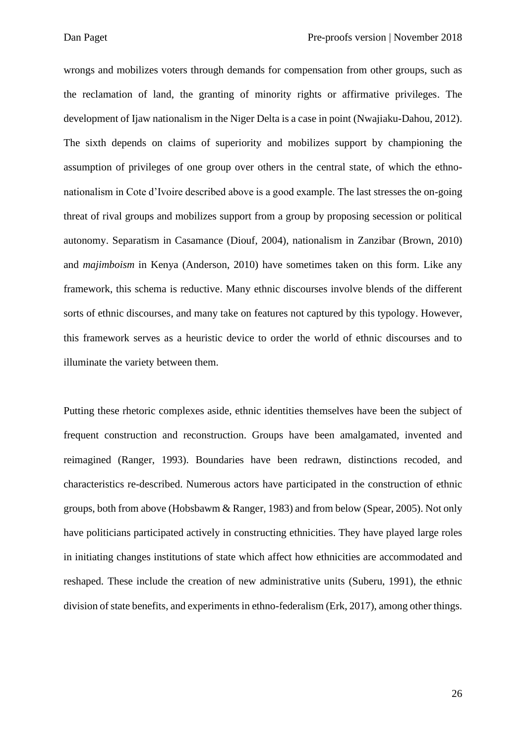wrongs and mobilizes voters through demands for compensation from other groups, such as the reclamation of land, the granting of minority rights or affirmative privileges. The development of Ijaw nationalism in the Niger Delta is a case in point (Nwajiaku-Dahou, 2012). The sixth depends on claims of superiority and mobilizes support by championing the assumption of privileges of one group over others in the central state, of which the ethno-nationalism in Cote d'Ivoire described above is a good example. The last stresses the on-going threat of rival groups and mobilizes support from a group by proposing secession or political autonomy. Separatism in Casamance (Diouf, 2004), nationalism in Zanzibar (Brown, 2010) and *majimboism* in Kenya (Anderson, 2010) have sometimes taken on this form. Like any framework, this schema is reductive. Many ethnic discourses involve blends of the different sorts of ethnic discourses, and many take on features not captured by this typology. However, this framework serves as a heuristic device to order the world of ethnic discourses and to illuminate the variety between them.

Putting these rhetoric complexes aside, ethnic identities themselves have been the subject of frequent construction and reconstruction. Groups have been amalgamated, invented and reimagined (Ranger, 1993). Boundaries have been redrawn, distinctions recoded, and characteristics re-described. Numerous actors have participated in the construction of ethnic groups, both from above (Hobsbawm & Ranger, 1983) and from below (Spear, 2005). Not only have politicians participated actively in constructing ethnicities. They have played large roles in initiating changes institutions of state which affect how ethnicities are accommodated and reshaped. These include the creation of new administrative units (Suberu, 1991), the ethnic division of state benefits, and experiments in ethno-federalism (Erk, 2017), among other things.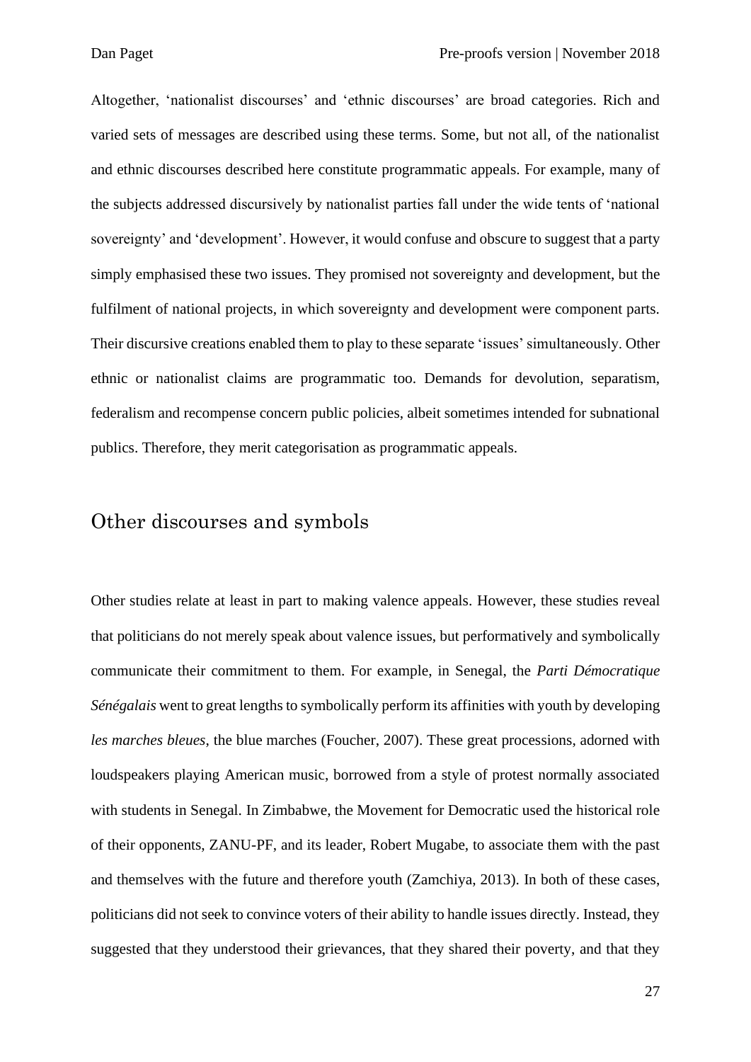Altogether, 'nationalist discourses' and 'ethnic discourses' are broad categories. Rich and varied sets of messages are described using these terms. Some, but not all, of the nationalist and ethnic discourses described here constitute programmatic appeals. For example, many of the subjects addressed discursively by nationalist parties fall under the wide tents of 'national sovereignty' and 'development'. However, it would confuse and obscure to suggest that a party simply emphasised these two issues. They promised not sovereignty and development, but the fulfilment of national projects, in which sovereignty and development were component parts. Their discursive creations enabled them to play to these separate 'issues' simultaneously. Other ethnic or nationalist claims are programmatic too. Demands for devolution, separatism, federalism and recompense concern public policies, albeit sometimes intended for subnational publics. Therefore, they merit categorisation as programmatic appeals.

## Other discourses and symbols

Other studies relate at least in part to making valence appeals. However, these studies reveal that politicians do not merely speak about valence issues, but performatively and symbolically communicate their commitment to them. For example, in Senegal, the *Parti Démocratique Sénégalais* went to great lengths to symbolically perform its affinities with youth by developing *les marches bleues*, the blue marches (Foucher, 2007). These great processions, adorned with loudspeakers playing American music, borrowed from a style of protest normally associated with students in Senegal. In Zimbabwe, the Movement for Democratic used the historical role of their opponents, ZANU-PF, and its leader, Robert Mugabe, to associate them with the past and themselves with the future and therefore youth (Zamchiya, 2013). In both of these cases, politicians did not seek to convince voters of their ability to handle issues directly. Instead, they suggested that they understood their grievances, that they shared their poverty, and that they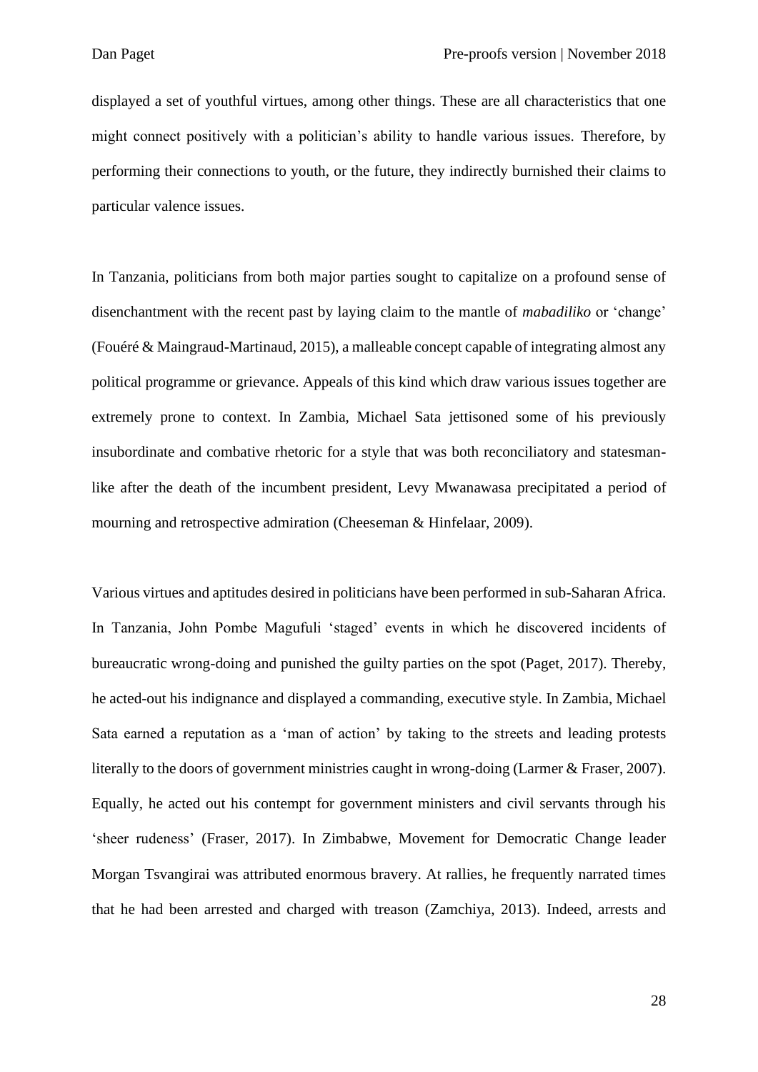displayed a set of youthful virtues, among other things. These are all characteristics that one might connect positively with a politician's ability to handle various issues. Therefore, by performing their connections to youth, or the future, they indirectly burnished their claims to particular valence issues.

In Tanzania, politicians from both major parties sought to capitalize on a profound sense of disenchantment with the recent past by laying claim to the mantle of *mabadiliko* or 'change' (Fouéré & Maingraud-Martinaud, 2015), a malleable concept capable of integrating almost any political programme or grievance. Appeals of this kind which draw various issues together are extremely prone to context. In Zambia, Michael Sata jettisoned some of his previously insubordinate and combative rhetoric for a style that was both reconciliatory and statesman-like after the death of the incumbent president, Levy Mwanawasa precipitated a period of mourning and retrospective admiration (Cheeseman & Hinfelaar, 2009).

Various virtues and aptitudes desired in politicians have been performed in sub-Saharan Africa. In Tanzania, John Pombe Magufuli 'staged' events in which he discovered incidents of bureaucratic wrong-doing and punished the guilty parties on the spot (Paget, 2017). Thereby, he acted-out his indignance and displayed a commanding, executive style. In Zambia, Michael Sata earned a reputation as a 'man of action' by taking to the streets and leading protests literally to the doors of government ministries caught in wrong-doing (Larmer & Fraser, 2007). Equally, he acted out his contempt for government ministers and civil servants through his 'sheer rudeness' (Fraser, 2017). In Zimbabwe, Movement for Democratic Change leader Morgan Tsvangirai was attributed enormous bravery. At rallies, he frequently narrated times that he had been arrested and charged with treason (Zamchiya, 2013). Indeed, arrests and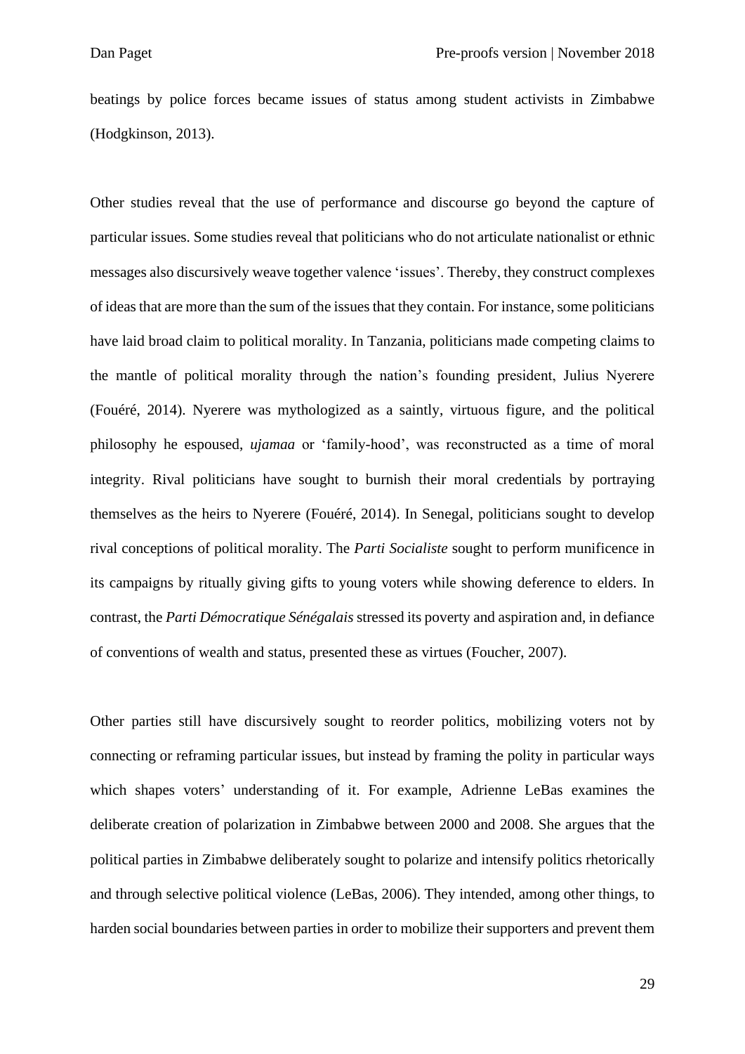beatings by police forces became issues of status among student activists in Zimbabwe (Hodgkinson, 2013).

Other studies reveal that the use of performance and discourse go beyond the capture of particular issues. Some studies reveal that politicians who do not articulate nationalist or ethnic messages also discursively weave together valence 'issues'. Thereby, they construct complexes of ideas that are more than the sum of the issues that they contain. For instance, some politicians have laid broad claim to political morality. In Tanzania, politicians made competing claims to the mantle of political morality through the nation's founding president, Julius Nyerere (Fouéré, 2014). Nyerere was mythologized as a saintly, virtuous figure, and the political philosophy he espoused, *ujamaa* or 'family-hood', was reconstructed as a time of moral integrity. Rival politicians have sought to burnish their moral credentials by portraying themselves as the heirs to Nyerere (Fouéré, 2014). In Senegal, politicians sought to develop rival conceptions of political morality. The *Parti Socialiste* sought to perform munificence in its campaigns by ritually giving gifts to young voters while showing deference to elders. In contrast, the *Parti Démocratique Sénégalais* stressed its poverty and aspiration and, in defiance of conventions of wealth and status, presented these as virtues (Foucher, 2007).

Other parties still have discursively sought to reorder politics, mobilizing voters not by connecting or reframing particular issues, but instead by framing the polity in particular ways which shapes voters' understanding of it. For example, Adrienne LeBas examines the deliberate creation of polarization in Zimbabwe between 2000 and 2008. She argues that the political parties in Zimbabwe deliberately sought to polarize and intensify politics rhetorically and through selective political violence (LeBas, 2006). They intended, among other things, to harden social boundaries between parties in order to mobilize their supporters and prevent them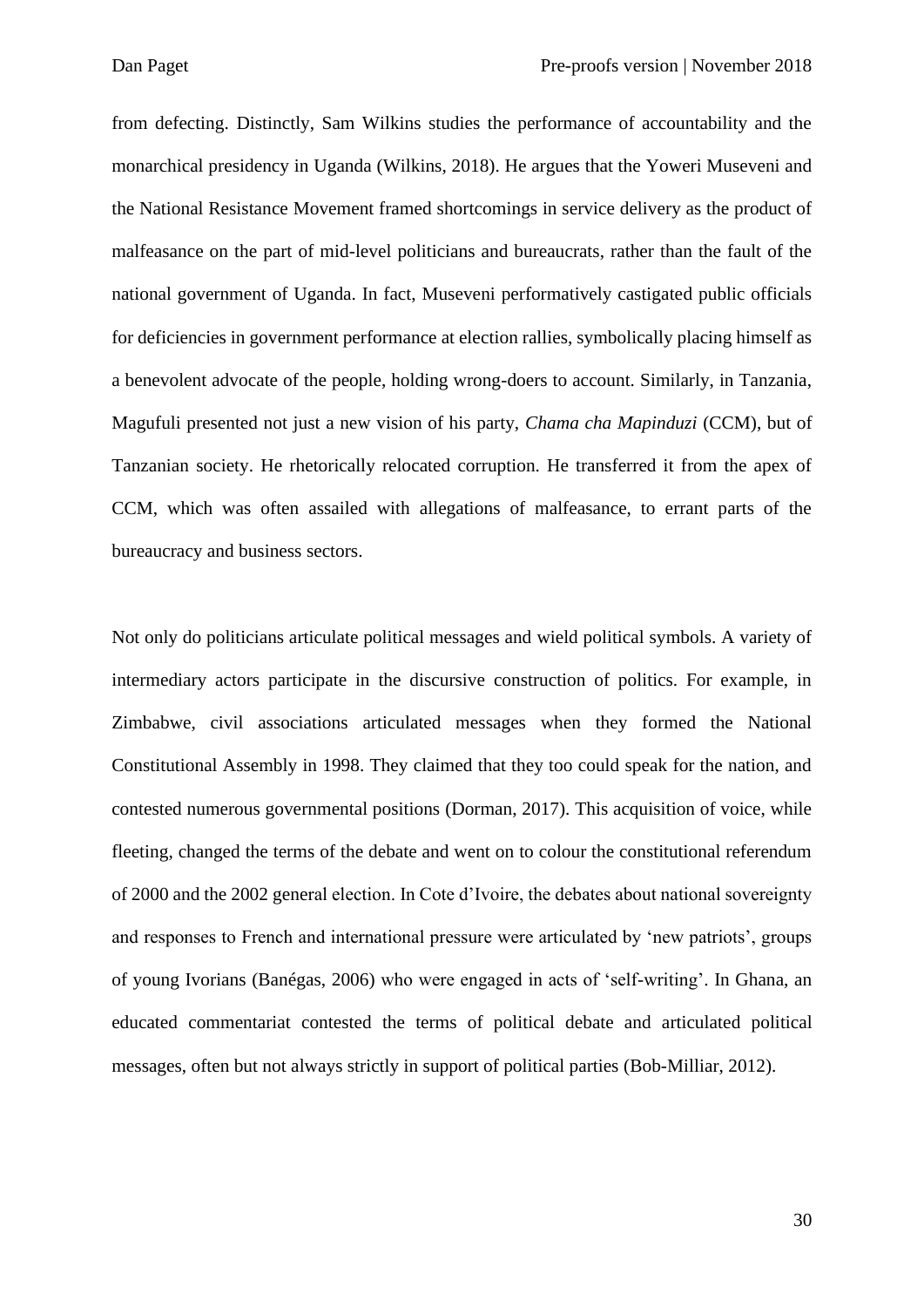from defecting. Distinctly, Sam Wilkins studies the performance of accountability and the monarchical presidency in Uganda (Wilkins, 2018). He argues that the Yoweri Museveni and the National Resistance Movement framed shortcomings in service delivery as the product of malfeasance on the part of mid-level politicians and bureaucrats, rather than the fault of the national government of Uganda. In fact, Museveni performatively castigated public officials for deficiencies in government performance at election rallies, symbolically placing himself as a benevolent advocate of the people, holding wrong-doers to account. Similarly, in Tanzania, Magufuli presented not just a new vision of his party, *Chama cha Mapinduzi* (CCM), but of Tanzanian society. He rhetorically relocated corruption. He transferred it from the apex of CCM, which was often assailed with allegations of malfeasance, to errant parts of the bureaucracy and business sectors.

Not only do politicians articulate political messages and wield political symbols. A variety of intermediary actors participate in the discursive construction of politics. For example, in Zimbabwe, civil associations articulated messages when they formed the National Constitutional Assembly in 1998. They claimed that they too could speak for the nation, and contested numerous governmental positions (Dorman, 2017). This acquisition of voice, while fleeting, changed the terms of the debate and went on to colour the constitutional referendum of 2000 and the 2002 general election. In Cote d'Ivoire, the debates about national sovereignty and responses to French and international pressure were articulated by 'new patriots', groups of young Ivorians (Banégas, 2006) who were engaged in acts of 'self-writing'. In Ghana, an educated commentariat contested the terms of political debate and articulated political messages, often but not always strictly in support of political parties (Bob-Milliar, 2012).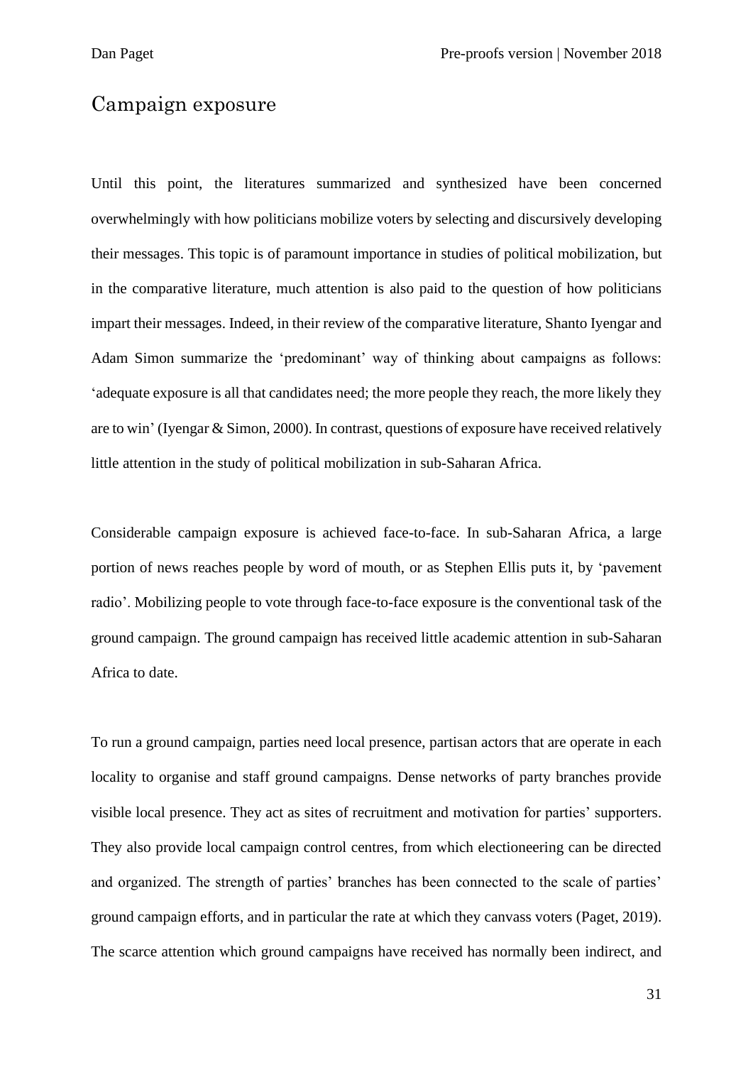## Campaign exposure

Until this point, the literatures summarized and synthesized have been concerned overwhelmingly with how politicians mobilize voters by selecting and discursively developing their messages. This topic is of paramount importance in studies of political mobilization, but in the comparative literature, much attention is also paid to the question of how politicians impart their messages. Indeed, in their review of the comparative literature, Shanto Iyengar and Adam Simon summarize the 'predominant' way of thinking about campaigns as follows: 'adequate exposure is all that candidates need; the more people they reach, the more likely they are to win' (Iyengar & Simon, 2000). In contrast, questions of exposure have received relatively little attention in the study of political mobilization in sub-Saharan Africa.

Considerable campaign exposure is achieved face-to-face. In sub-Saharan Africa, a large portion of news reaches people by word of mouth, or as Stephen Ellis puts it, by 'pavement radio'. Mobilizing people to vote through face-to-face exposure is the conventional task of the ground campaign. The ground campaign has received little academic attention in sub-Saharan Africa to date.

To run a ground campaign, parties need local presence, partisan actors that are operate in each locality to organise and staff ground campaigns. Dense networks of party branches provide visible local presence. They act as sites of recruitment and motivation for parties' supporters. They also provide local campaign control centres, from which electioneering can be directed and organized. The strength of parties' branches has been connected to the scale of parties' ground campaign efforts, and in particular the rate at which they canvass voters (Paget, 2019). The scarce attention which ground campaigns have received has normally been indirect, and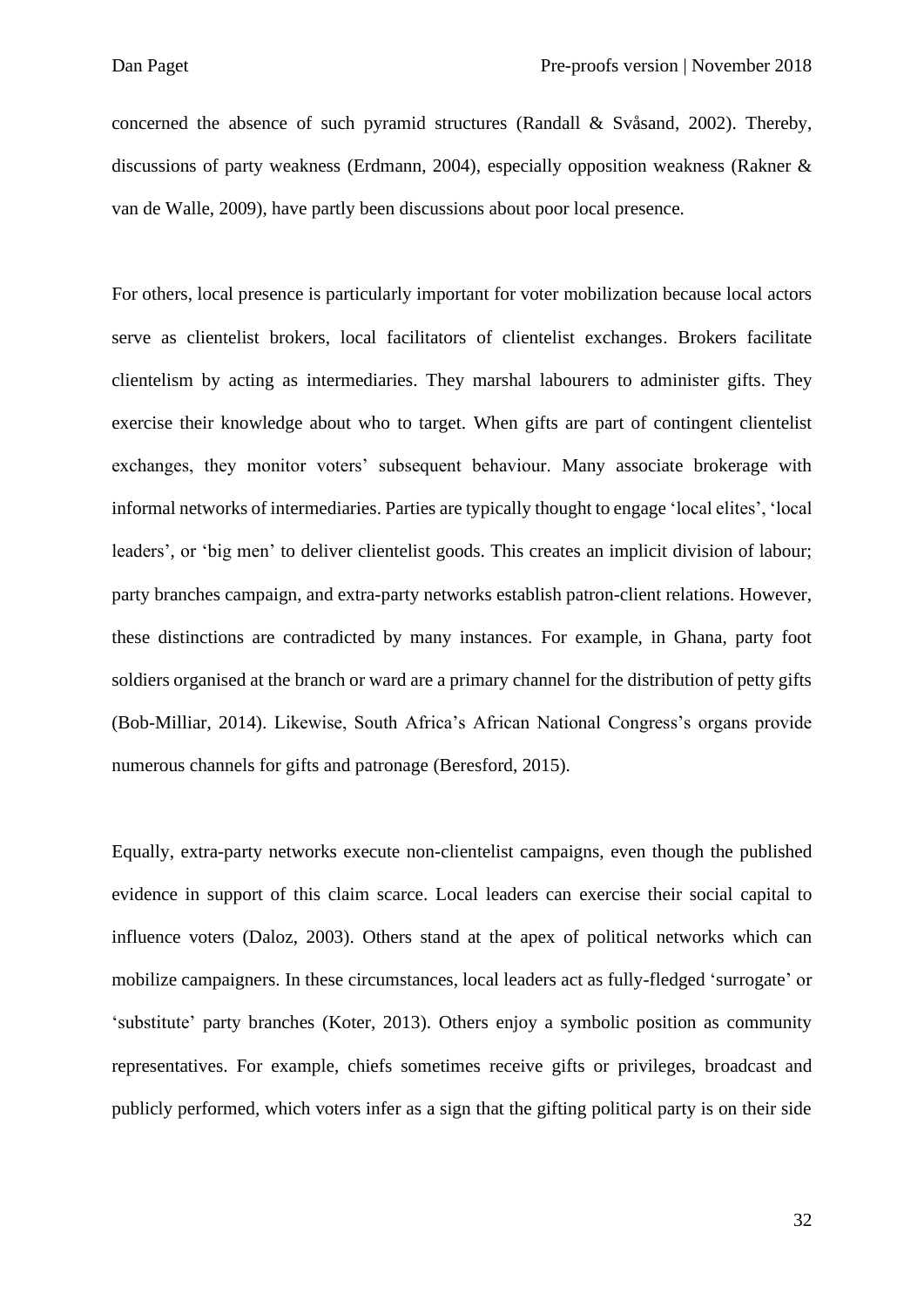concerned the absence of such pyramid structures (Randall & Svåsand, 2002). Thereby, discussions of party weakness (Erdmann, 2004), especially opposition weakness (Rakner & van de Walle, 2009), have partly been discussions about poor local presence.

For others, local presence is particularly important for voter mobilization because local actors serve as clientelist brokers, local facilitators of clientelist exchanges. Brokers facilitate clientelism by acting as intermediaries. They marshal labourers to administer gifts. They exercise their knowledge about who to target. When gifts are part of contingent clientelist exchanges, they monitor voters' subsequent behaviour. Many associate brokerage with informal networks of intermediaries. Parties are typically thought to engage 'local elites', 'local leaders', or 'big men' to deliver clientelist goods. This creates an implicit division of labour; party branches campaign, and extra-party networks establish patron-client relations. However, these distinctions are contradicted by many instances. For example, in Ghana, party foot soldiers organised at the branch or ward are a primary channel for the distribution of petty gifts (Bob-Milliar, 2014). Likewise, South Africa's African National Congress's organs provide numerous channels for gifts and patronage (Beresford, 2015).

Equally, extra-party networks execute non-clientelist campaigns, even though the published evidence in support of this claim scarce. Local leaders can exercise their social capital to influence voters (Daloz, 2003). Others stand at the apex of political networks which can mobilize campaigners. In these circumstances, local leaders act as fully-fledged 'surrogate' or 'substitute' party branches (Koter, 2013). Others enjoy a symbolic position as community representatives. For example, chiefs sometimes receive gifts or privileges, broadcast and publicly performed, which voters infer as a sign that the gifting political party is on their side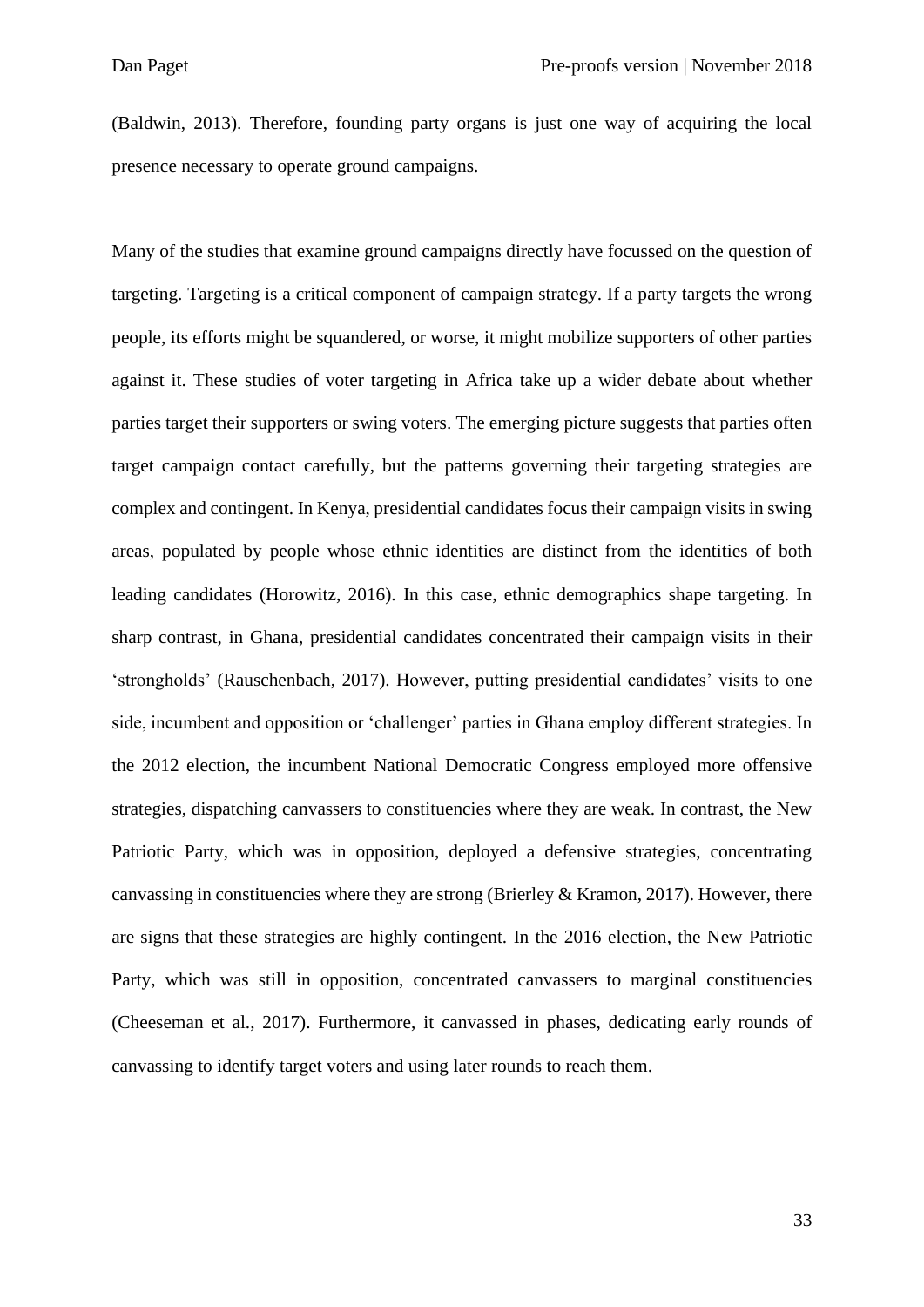(Baldwin, 2013). Therefore, founding party organs is just one way of acquiring the local presence necessary to operate ground campaigns.

Many of the studies that examine ground campaigns directly have focussed on the question of targeting. Targeting is a critical component of campaign strategy. If a party targets the wrong people, its efforts might be squandered, or worse, it might mobilize supporters of other parties against it. These studies of voter targeting in Africa take up a wider debate about whether parties target their supporters or swing voters. The emerging picture suggests that parties often target campaign contact carefully, but the patterns governing their targeting strategies are complex and contingent. In Kenya, presidential candidates focus their campaign visits in swing areas, populated by people whose ethnic identities are distinct from the identities of both leading candidates (Horowitz, 2016). In this case, ethnic demographics shape targeting. In sharp contrast, in Ghana, presidential candidates concentrated their campaign visits in their 'strongholds' (Rauschenbach, 2017). However, putting presidential candidates' visits to one side, incumbent and opposition or 'challenger' parties in Ghana employ different strategies. In the 2012 election, the incumbent National Democratic Congress employed more offensive strategies, dispatching canvassers to constituencies where they are weak. In contrast, the New Patriotic Party, which was in opposition, deployed a defensive strategies, concentrating canvassing in constituencies where they are strong (Brierley & Kramon, 2017). However, there are signs that these strategies are highly contingent. In the 2016 election, the New Patriotic Party, which was still in opposition, concentrated canvassers to marginal constituencies (Cheeseman et al., 2017). Furthermore, it canvassed in phases, dedicating early rounds of canvassing to identify target voters and using later rounds to reach them.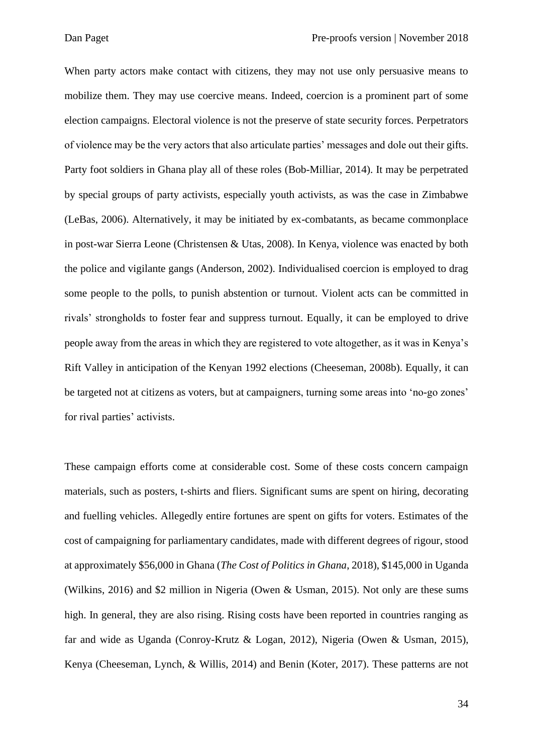When party actors make contact with citizens, they may not use only persuasive means to mobilize them. They may use coercive means. Indeed, coercion is a prominent part of some election campaigns. Electoral violence is not the preserve of state security forces. Perpetrators of violence may be the very actors that also articulate parties' messages and dole out their gifts. Party foot soldiers in Ghana play all of these roles (Bob-Milliar, 2014). It may be perpetrated by special groups of party activists, especially youth activists, as was the case in Zimbabwe (LeBas, 2006). Alternatively, it may be initiated by ex-combatants, as became commonplace in post-war Sierra Leone (Christensen & Utas, 2008). In Kenya, violence was enacted by both the police and vigilante gangs (Anderson, 2002). Individualised coercion is employed to drag some people to the polls, to punish abstention or turnout. Violent acts can be committed in rivals' strongholds to foster fear and suppress turnout. Equally, it can be employed to drive people away from the areas in which they are registered to vote altogether, as it was in Kenya's Rift Valley in anticipation of the Kenyan 1992 elections (Cheeseman, 2008b). Equally, it can be targeted not at citizens as voters, but at campaigners, turning some areas into 'no-go zones' for rival parties' activists.

These campaign efforts come at considerable cost. Some of these costs concern campaign materials, such as posters, t-shirts and fliers. Significant sums are spent on hiring, decorating and fuelling vehicles. Allegedly entire fortunes are spent on gifts for voters. Estimates of the cost of campaigning for parliamentary candidates, made with different degrees of rigour, stood at approximately \$56,000 in Ghana (*The Cost of Politics in Ghana*, 2018), \$145,000 in Uganda (Wilkins, 2016) and \$2 million in Nigeria (Owen & Usman, 2015). Not only are these sums high. In general, they are also rising. Rising costs have been reported in countries ranging as far and wide as Uganda (Conroy-Krutz & Logan, 2012), Nigeria (Owen & Usman, 2015), Kenya (Cheeseman, Lynch, & Willis, 2014) and Benin (Koter, 2017). These patterns are not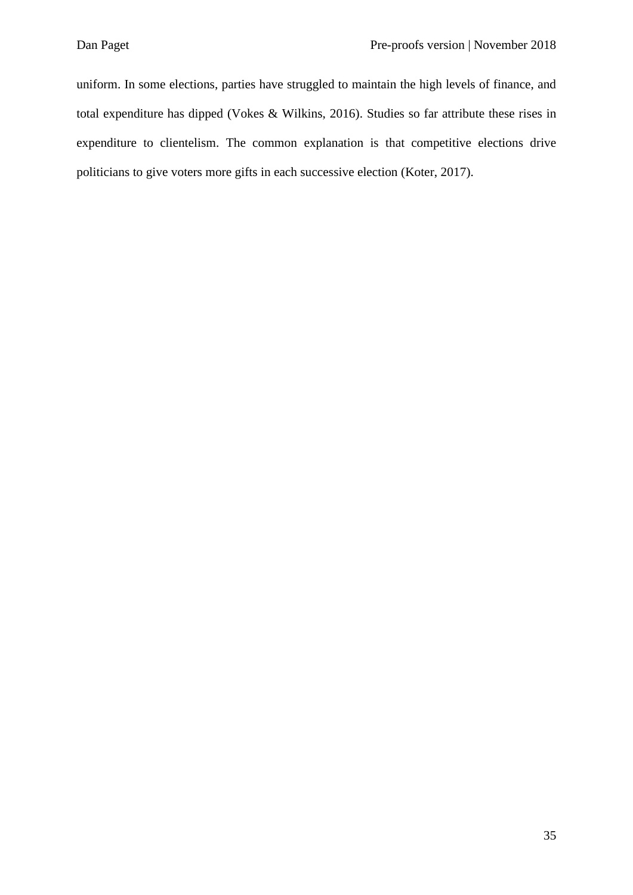uniform. In some elections, parties have struggled to maintain the high levels of finance, and total expenditure has dipped (Vokes & Wilkins, 2016). Studies so far attribute these rises in expenditure to clientelism. The common explanation is that competitive elections drive politicians to give voters more gifts in each successive election (Koter, 2017).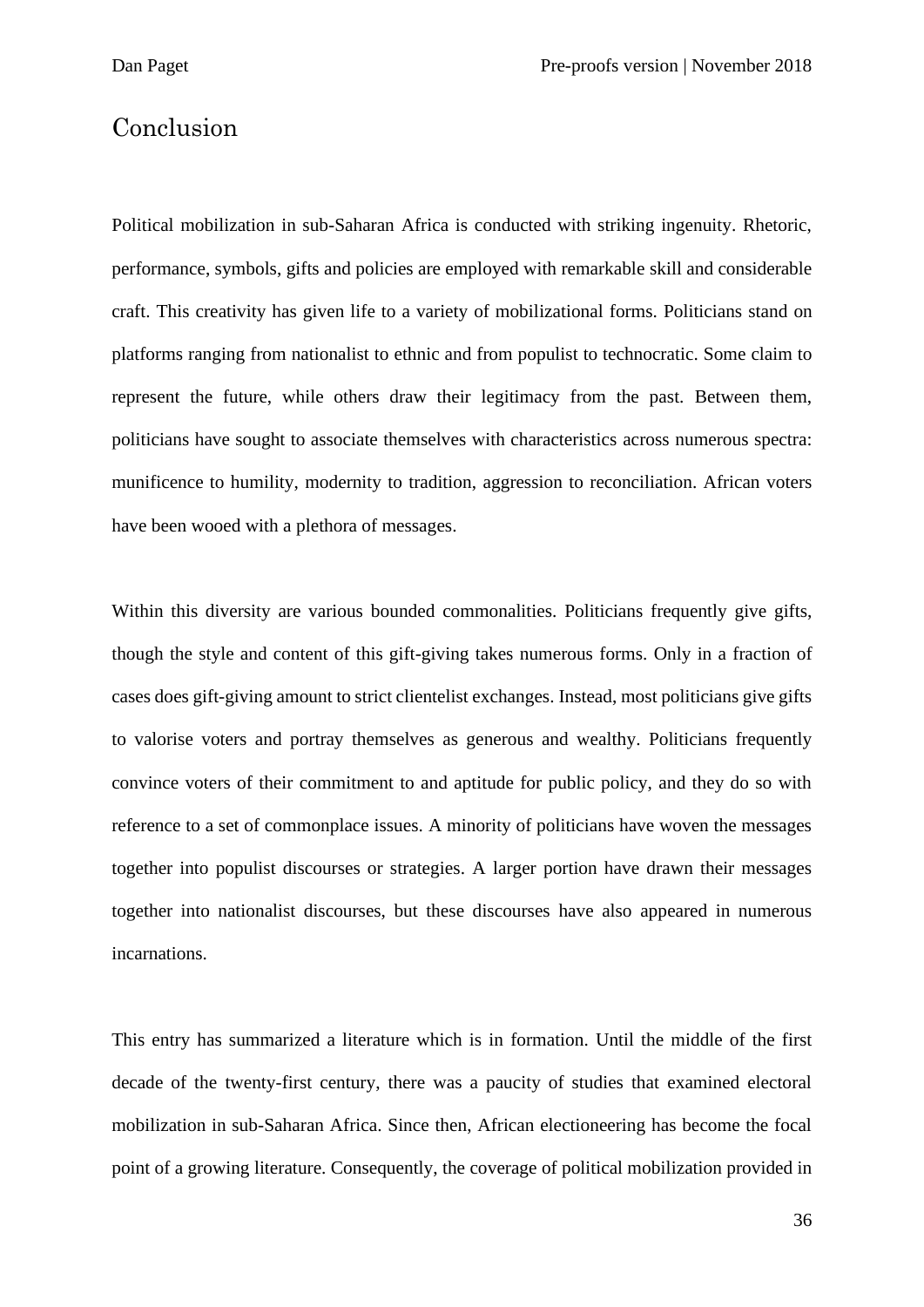## Conclusion

Political mobilization in sub-Saharan Africa is conducted with striking ingenuity. Rhetoric, performance, symbols, gifts and policies are employed with remarkable skill and considerable craft. This creativity has given life to a variety of mobilizational forms. Politicians stand on platforms ranging from nationalist to ethnic and from populist to technocratic. Some claim to represent the future, while others draw their legitimacy from the past. Between them, politicians have sought to associate themselves with characteristics across numerous spectra: munificence to humility, modernity to tradition, aggression to reconciliation. African voters have been wooed with a plethora of messages.

Within this diversity are various bounded commonalities. Politicians frequently give gifts, though the style and content of this gift-giving takes numerous forms. Only in a fraction of cases does gift-giving amount to strict clientelist exchanges. Instead, most politicians give gifts to valorise voters and portray themselves as generous and wealthy. Politicians frequently convince voters of their commitment to and aptitude for public policy, and they do so with reference to a set of commonplace issues. A minority of politicians have woven the messages together into populist discourses or strategies. A larger portion have drawn their messages together into nationalist discourses, but these discourses have also appeared in numerous incarnations.

This entry has summarized a literature which is in formation. Until the middle of the first decade of the twenty-first century, there was a paucity of studies that examined electoral mobilization in sub-Saharan Africa. Since then, African electioneering has become the focal point of a growing literature. Consequently, the coverage of political mobilization provided in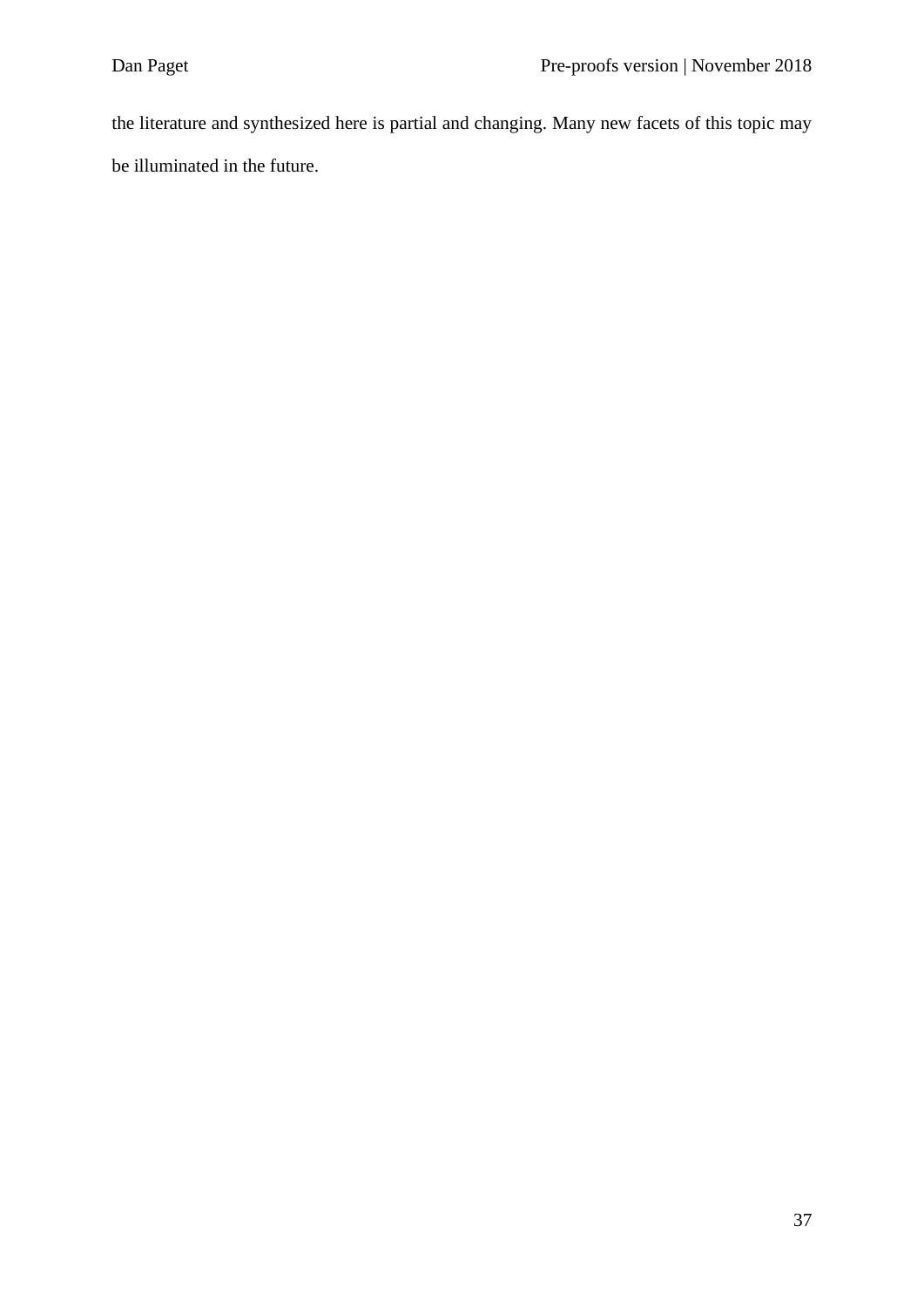the literature and synthesized here is partial and changing. Many new facets of this topic may be illuminated in the future.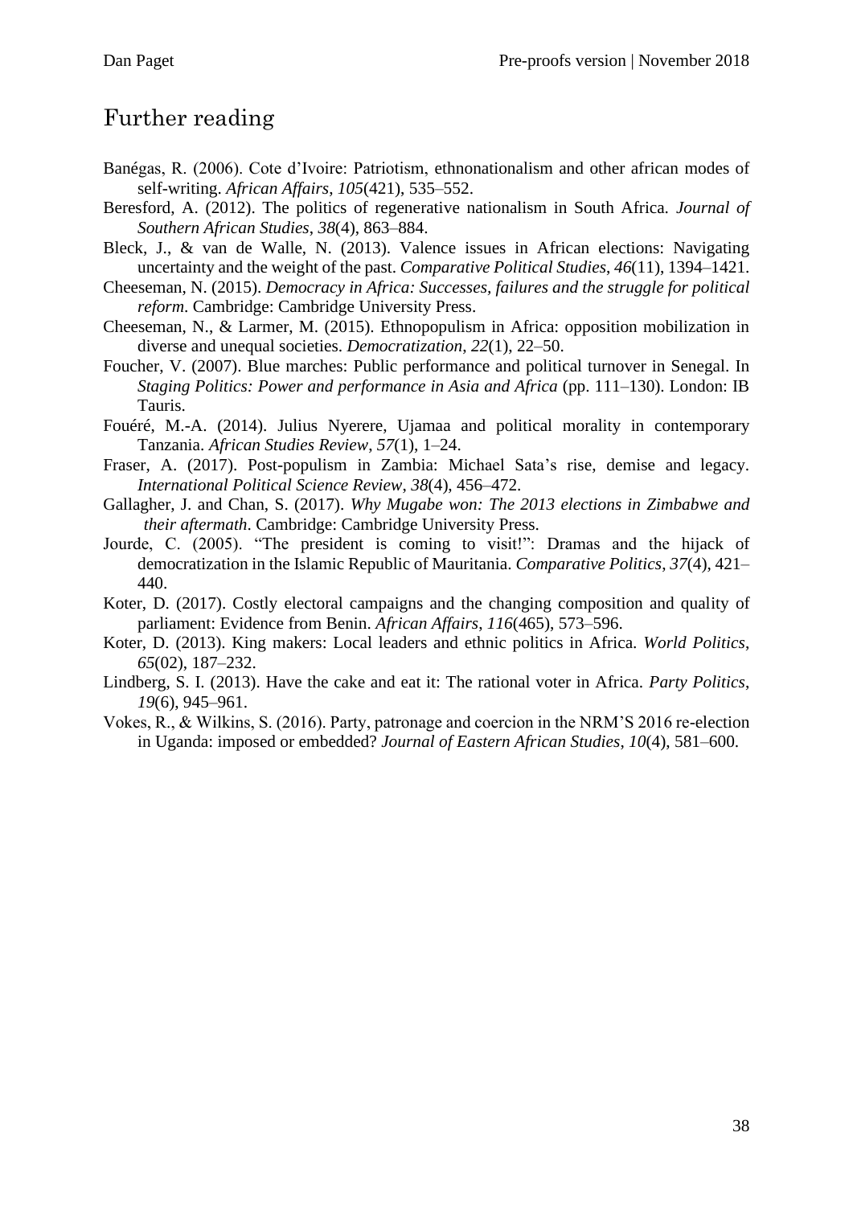# Further reading

Banégas, R. (2006). Cote d'Ivoire: Patriotism, ethnonationalism and other african modes of self-writing. *African Affairs*, *105*(421), 535–552.

Beresford, A. (2012). The politics of regenerative nationalism in South Africa. *Journal of Southern African Studies*, *38*(4), 863–884.

Bleck, J., & van de Walle, N. (2013). Valence issues in African elections: Navigating uncertainty and the weight of the past. *Comparative Political Studies*, *46*(11), 1394–1421.

Cheeseman, N. (2015). *Democracy in Africa: Successes, failures and the struggle for political reform*. Cambridge: Cambridge University Press.

Cheeseman, N., & Larmer, M. (2015). Ethnopopulism in Africa: opposition mobilization in diverse and unequal societies. *Democratization*, *22*(1), 22–50.

Foucher, V. (2007). Blue marches: Public performance and political turnover in Senegal. In *Staging Politics: Power and performance in Asia and Africa* (pp. 111–130). London: IB Tauris.

Fouéré, M.-A. (2014). Julius Nyerere, Ujamaa and political morality in contemporary Tanzania. *African Studies Review*, *57*(1), 1–24.

Fraser, A. (2017). Post-populism in Zambia: Michael Sata's rise, demise and legacy. *International Political Science Review*, *38*(4), 456–472.

Gallagher, J. and Chan, S. (2017). *Why Mugabe won: The 2013 elections in Zimbabwe and their aftermath*. Cambridge: Cambridge University Press.

Jourde, C. (2005). "The president is coming to visit!": Dramas and the hijack of democratization in the Islamic Republic of Mauritania. *Comparative Politics*, *37*(4), 421–440.

Koter, D. (2017). Costly electoral campaigns and the changing composition and quality of parliament: Evidence from Benin. *African Affairs*, *116*(465), 573–596.

Koter, D. (2013). King makers: Local leaders and ethnic politics in Africa. *World Politics*, *65*(02), 187–232.

Lindberg, S. I. (2013). Have the cake and eat it: The rational voter in Africa. *Party Politics*, *19*(6), 945–961.

Vokes, R., & Wilkins, S. (2016). Party, patronage and coercion in the NRM'S 2016 re-election in Uganda: imposed or embedded? *Journal of Eastern African Studies*, *10*(4), 581–600.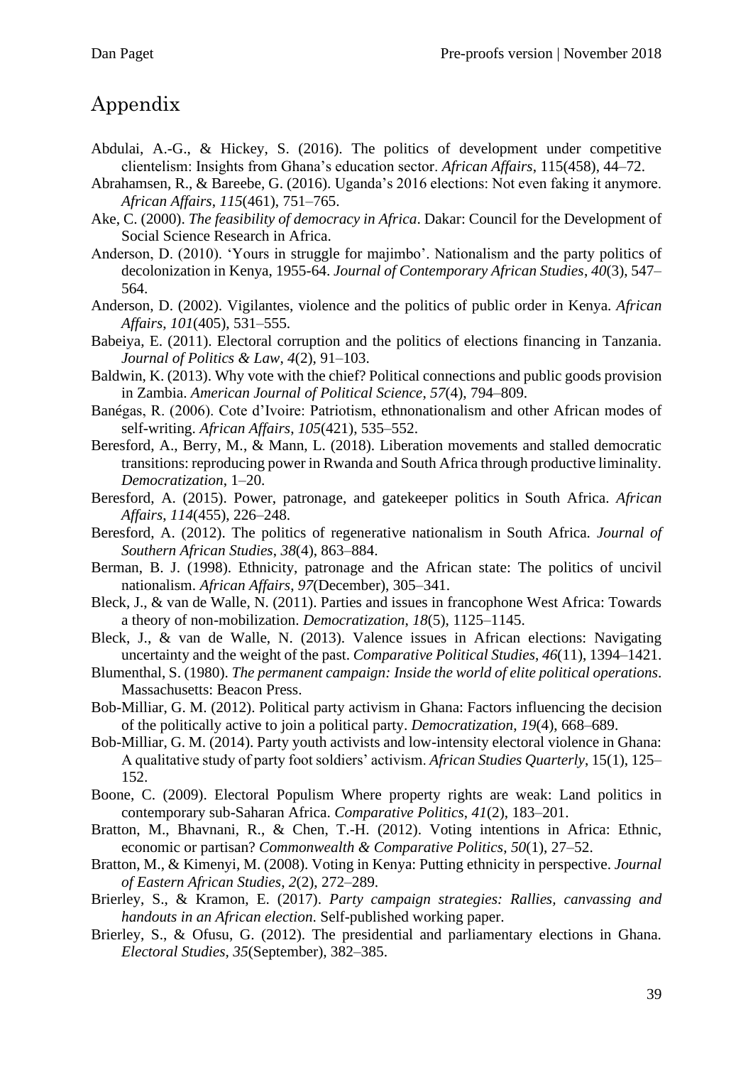# Appendix

Abdulai, A.-G., & Hickey, S. (2016). The politics of development under competitive clientelism: Insights from Ghana's education sector. *African Affairs*, 115(458), 44–72.

Abrahamsen, R., & Bareebe, G. (2016). Uganda's 2016 elections: Not even faking it anymore. *African Affairs*, *115*(461), 751–765.

Ake, C. (2000). *The feasibility of democracy in Africa*. Dakar: Council for the Development of Social Science Research in Africa.

Anderson, D. (2010). 'Yours in struggle for majimbo'. Nationalism and the party politics of decolonization in Kenya, 1955-64. *Journal of Contemporary African Studies*, *40*(3), 547–564.

Anderson, D. (2002). Vigilantes, violence and the politics of public order in Kenya. *African Affairs*, *101*(405), 531–555.

Babeiya, E. (2011). Electoral corruption and the politics of elections financing in Tanzania. *Journal of Politics & Law*, *4*(2), 91–103.

Baldwin, K. (2013). Why vote with the chief? Political connections and public goods provision in Zambia. *American Journal of Political Science*, *57*(4), 794–809.

Banégas, R. (2006). Cote d'Ivoire: Patriotism, ethnonationalism and other African modes of self-writing. *African Affairs*, *105*(421), 535–552.

Beresford, A., Berry, M., & Mann, L. (2018). Liberation movements and stalled democratic transitions: reproducing power in Rwanda and South Africa through productive liminality. *Democratization*, 1–20.

Beresford, A. (2015). Power, patronage, and gatekeeper politics in South Africa. *African Affairs*, *114*(455), 226–248.

Beresford, A. (2012). The politics of regenerative nationalism in South Africa. *Journal of Southern African Studies*, *38*(4), 863–884.

Berman, B. J. (1998). Ethnicity, patronage and the African state: The politics of uncivil nationalism. *African Affairs*, *97*(December), 305–341.

Bleck, J., & van de Walle, N. (2011). Parties and issues in francophone West Africa: Towards a theory of non-mobilization. *Democratization*, *18*(5), 1125–1145.

Bleck, J., & van de Walle, N. (2013). Valence issues in African elections: Navigating uncertainty and the weight of the past. *Comparative Political Studies*, *46*(11), 1394–1421.

Blumenthal, S. (1980). *The permanent campaign: Inside the world of elite political operations*. Massachusetts: Beacon Press.

Bob-Milliar, G. M. (2012). Political party activism in Ghana: Factors influencing the decision of the politically active to join a political party. *Democratization*, *19*(4), 668–689.

Bob-Milliar, G. M. (2014). Party youth activists and low-intensity electoral violence in Ghana: A qualitative study of party foot soldiers' activism. *African Studies Quarterly*, 15(1), 125–152.

Boone, C. (2009). Electoral Populism Where property rights are weak: Land politics in contemporary sub-Saharan Africa. *Comparative Politics*, *41*(2), 183–201.

Bratton, M., Bhavnani, R., & Chen, T.-H. (2012). Voting intentions in Africa: Ethnic, economic or partisan? *Commonwealth & Comparative Politics*, *50*(1), 27–52.

Bratton, M., & Kimenyi, M. (2008). Voting in Kenya: Putting ethnicity in perspective. *Journal of Eastern African Studies*, *2*(2), 272–289.

Brierley, S., & Kramon, E. (2017). *Party campaign strategies: Rallies, canvassing and handouts in an African election*. Self-published working paper.

Brierley, S., & Ofusu, G. (2012). The presidential and parliamentary elections in Ghana. *Electoral Studies*, *35*(September), 382–385.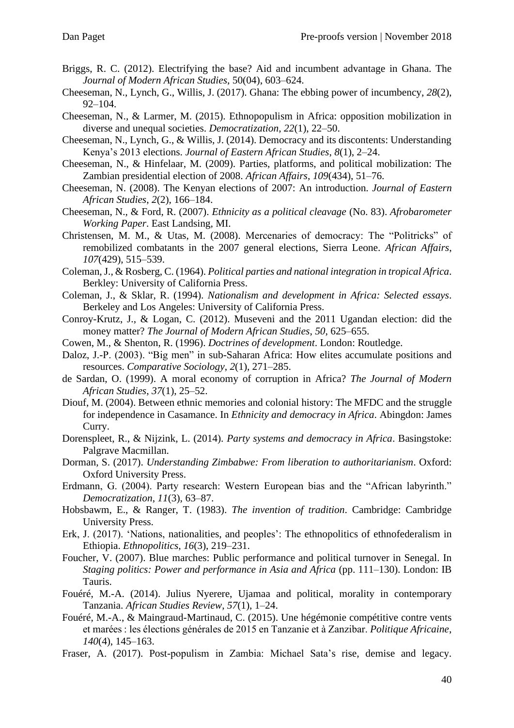Briggs, R. C. (2012). Electrifying the base? Aid and incumbent advantage in Ghana. The *Journal of Modern African Studies*, 50(04), 603–624.

Cheeseman, N., Lynch, G., Willis, J. (2017). Ghana: The ebbing power of incumbency, *28*(2), 92–104.

Cheeseman, N., & Larmer, M. (2015). Ethnopopulism in Africa: opposition mobilization in diverse and unequal societies. *Democratization*, *22*(1), 22–50.

Cheeseman, N., Lynch, G., & Willis, J. (2014). Democracy and its discontents: Understanding Kenya's 2013 elections. *Journal of Eastern African Studies*, *8*(1), 2–24.

Cheeseman, N., & Hinfelaar, M. (2009). Parties, platforms, and political mobilization: The Zambian presidential election of 2008. *African Affairs*, *109*(434), 51–76.

Cheeseman, N. (2008). The Kenyan elections of 2007: An introduction. *Journal of Eastern African Studies*, *2*(2), 166–184.

Cheeseman, N., & Ford, R. (2007). *Ethnicity as a political cleavage* (No. 83). *Afrobarometer Working Paper*. East Landsing, MI.

Christensen, M. M., & Utas, M. (2008). Mercenaries of democracy: The "Politricks" of remobilized combatants in the 2007 general elections, Sierra Leone. *African Affairs*, *107*(429), 515–539.

Coleman, J., & Rosberg, C. (1964). *Political parties and national integration in tropical Africa*. Berkley: University of California Press.

Coleman, J., & Sklar, R. (1994). *Nationalism and development in Africa: Selected essays*. Berkeley and Los Angeles: University of California Press.

Conroy-Krutz, J., & Logan, C. (2012). Museveni and the 2011 Ugandan election: did the money matter? *The Journal of Modern African Studies*, *50*, 625–655.

Cowen, M., & Shenton, R. (1996). *Doctrines of development*. London: Routledge.

Daloz, J.-P. (2003). "Big men" in sub-Saharan Africa: How elites accumulate positions and resources. *Comparative Sociology*, *2*(1), 271–285.

de Sardan, O. (1999). A moral economy of corruption in Africa? *The Journal of Modern African Studies*, *37*(1), 25–52.

Diouf, M. (2004). Between ethnic memories and colonial history: The MFDC and the struggle for independence in Casamance. In *Ethnicity and democracy in Africa*. Abingdon: James Curry.

Dorenspleet, R., & Nijzink, L. (2014). *Party systems and democracy in Africa*. Basingstoke: Palgrave Macmillan.

Dorman, S. (2017). *Understanding Zimbabwe: From liberation to authoritarianism*. Oxford: Oxford University Press.

Erdmann, G. (2004). Party research: Western European bias and the "African labyrinth." *Democratization*, *11*(3), 63–87.

Hobsbawm, E., & Ranger, T. (1983). *The invention of tradition*. Cambridge: Cambridge University Press.

Erk, J. (2017). 'Nations, nationalities, and peoples': The ethnopolitics of ethnofederalism in Ethiopia. *Ethnopolitics*, *16*(3), 219–231.

Foucher, V. (2007). Blue marches: Public performance and political turnover in Senegal. In *Staging politics: Power and performance in Asia and Africa* (pp. 111–130). London: IB Tauris.

Fouéré, M.-A. (2014). Julius Nyerere, Ujamaa and political, morality in contemporary Tanzania. *African Studies Review*, *57*(1), 1–24.

Fouéré, M.-A., & Maingraud-Martinaud, C. (2015). Une hégémonie compétitive contre vents et marées : les élections générales de 2015 en Tanzanie et à Zanzibar. *Politique Africaine*, *140*(4), 145–163.

Fraser, A. (2017). Post-populism in Zambia: Michael Sata's rise, demise and legacy.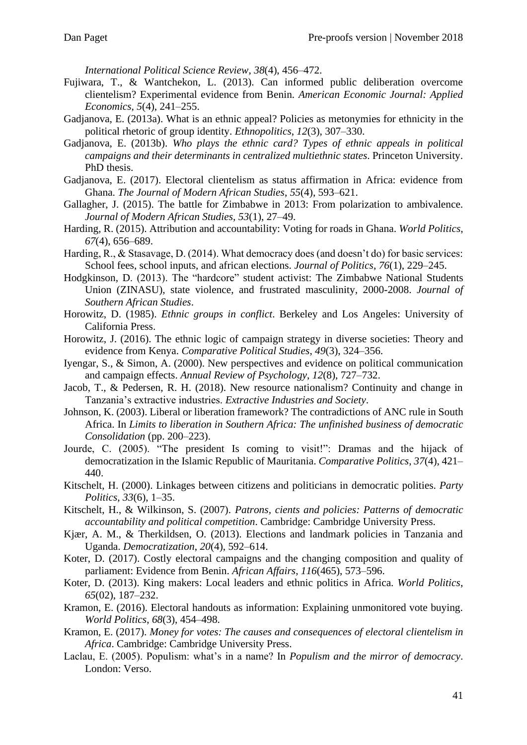*International Political Science Review*, *38*(4), 456–472.

Fujiwara, T., & Wantchekon, L. (2013). Can informed public deliberation overcome clientelism? Experimental evidence from Benin. *American Economic Journal: Applied Economics*, *5*(4), 241–255.

Gadjanova, E. (2013a). What is an ethnic appeal? Policies as metonymies for ethnicity in the political rhetoric of group identity. *Ethnopolitics*, *12*(3), 307–330.

Gadjanova, E. (2013b). *Who plays the ethnic card? Types of ethnic appeals in political campaigns and their determinants in centralized multiethnic states*. Princeton University. PhD thesis.

Gadjanova, E. (2017). Electoral clientelism as status affirmation in Africa: evidence from Ghana. *The Journal of Modern African Studies*, *55*(4), 593–621.

Gallagher, J. (2015). The battle for Zimbabwe in 2013: From polarization to ambivalence. *Journal of Modern African Studies*, *53*(1), 27–49.

Harding, R. (2015). Attribution and accountability: Voting for roads in Ghana. *World Politics*, *67*(4), 656–689.

Harding, R., & Stasavage, D. (2014). What democracy does (and doesn't do) for basic services: School fees, school inputs, and african elections. *Journal of Politics*, *76*(1), 229–245.

Hodgkinson, D. (2013). The "hardcore" student activist: The Zimbabwe National Students Union (ZINASU), state violence, and frustrated masculinity, 2000-2008. *Journal of Southern African Studies*.

Horowitz, D. (1985). *Ethnic groups in conflict*. Berkeley and Los Angeles: University of California Press.

Horowitz, J. (2016). The ethnic logic of campaign strategy in diverse societies: Theory and evidence from Kenya. *Comparative Political Studies*, *49*(3), 324–356.

Iyengar, S., & Simon, A. (2000). New perspectives and evidence on political communication and campaign effects. *Annual Review of Psychology*, *12*(8), 727–732.

Jacob, T., & Pedersen, R. H. (2018). New resource nationalism? Continuity and change in Tanzania's extractive industries. *Extractive Industries and Society*.

Johnson, K. (2003). Liberal or liberation framework? The contradictions of ANC rule in South Africa. In *Limits to liberation in Southern Africa: The unfinished business of democratic Consolidation* (pp. 200–223).

Jourde, C. (2005). "The president Is coming to visit!": Dramas and the hijack of democratization in the Islamic Republic of Mauritania. *Comparative Politics*, *37*(4), 421–440.

Kitschelt, H. (2000). Linkages between citizens and politicians in democratic polities. *Party Politics*, *33*(6), 1–35.

Kitschelt, H., & Wilkinson, S. (2007). *Patrons, cients and policies: Patterns of democratic accountability and political competition*. Cambridge: Cambridge University Press.

Kjær, A. M., & Therkildsen, O. (2013). Elections and landmark policies in Tanzania and Uganda. *Democratization*, *20*(4), 592–614.

Koter, D. (2017). Costly electoral campaigns and the changing composition and quality of parliament: Evidence from Benin. *African Affairs*, *116*(465), 573–596.

Koter, D. (2013). King makers: Local leaders and ethnic politics in Africa. *World Politics*, *65*(02), 187–232.

Kramon, E. (2016). Electoral handouts as information: Explaining unmonitored vote buying. *World Politics*, *68*(3), 454–498.

Kramon, E. (2017). *Money for votes: The causes and consequences of electoral clientelism in Africa*. Cambridge: Cambridge University Press.

Laclau, E. (2005). Populism: what's in a name? In *Populism and the mirror of democracy*. London: Verso.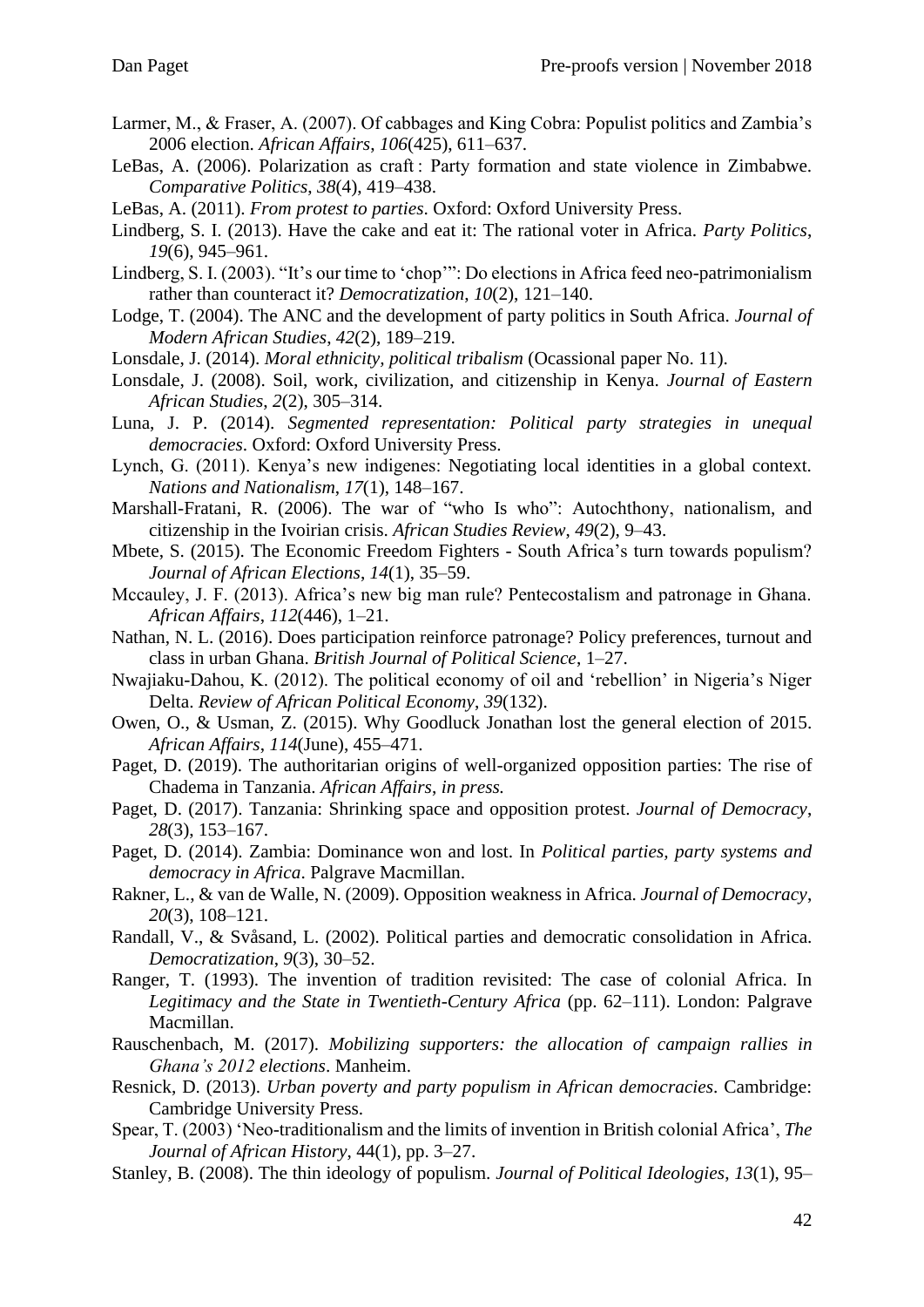Larmer, M., & Fraser, A. (2007). Of cabbages and King Cobra: Populist politics and Zambia's 2006 election. *African Affairs*, *106*(425), 611–637.

LeBas, A. (2006). Polarization as craft : Party formation and state violence in Zimbabwe. *Comparative Politics*, *38*(4), 419–438.

LeBas, A. (2011). *From protest to parties*. Oxford: Oxford University Press.

Lindberg, S. I. (2013). Have the cake and eat it: The rational voter in Africa. *Party Politics*, *19*(6), 945–961.

Lindberg, S. I. (2003). "It's our time to 'chop'": Do elections in Africa feed neo-patrimonialism rather than counteract it? *Democratization*, *10*(2), 121–140.

Lodge, T. (2004). The ANC and the development of party politics in South Africa. *Journal of Modern African Studies*, *42*(2), 189–219.

Lonsdale, J. (2014). *Moral ethnicity, political tribalism* (Ocassional paper No. 11).

Lonsdale, J. (2008). Soil, work, civilization, and citizenship in Kenya. *Journal of Eastern African Studies*, *2*(2), 305–314.

Luna, J. P. (2014). *Segmented representation: Political party strategies in unequal democracies*. Oxford: Oxford University Press.

Lynch, G. (2011). Kenya's new indigenes: Negotiating local identities in a global context. *Nations and Nationalism*, *17*(1), 148–167.

Marshall-Fratani, R. (2006). The war of "who Is who": Autochthony, nationalism, and citizenship in the Ivoirian crisis. *African Studies Review*, *49*(2), 9–43.

Mbete, S. (2015). The Economic Freedom Fighters - South Africa's turn towards populism? *Journal of African Elections*, *14*(1), 35–59.

Mccauley, J. F. (2013). Africa's new big man rule? Pentecostalism and patronage in Ghana. *African Affairs*, *112*(446), 1–21.

Nathan, N. L. (2016). Does participation reinforce patronage? Policy preferences, turnout and class in urban Ghana. *British Journal of Political Science*, 1–27.

Nwajiaku-Dahou, K. (2012). The political economy of oil and 'rebellion' in Nigeria's Niger Delta. *Review of African Political Economy*, *39*(132).

Owen, O., & Usman, Z. (2015). Why Goodluck Jonathan lost the general election of 2015. *African Affairs*, *114*(June), 455–471.

Paget, D. (2019). The authoritarian origins of well-organized opposition parties: The rise of Chadema in Tanzania. *African Affairs*, *in press.*

Paget, D. (2017). Tanzania: Shrinking space and opposition protest. *Journal of Democracy*, *28*(3), 153–167.

Paget, D. (2014). Zambia: Dominance won and lost. In *Political parties, party systems and democracy in Africa*. Palgrave Macmillan.

Rakner, L., & van de Walle, N. (2009). Opposition weakness in Africa. *Journal of Democracy*, *20*(3), 108–121.

Randall, V., & Svåsand, L. (2002). Political parties and democratic consolidation in Africa. *Democratization*, *9*(3), 30–52.

Ranger, T. (1993). The invention of tradition revisited: The case of colonial Africa. In *Legitimacy and the State in Twentieth-Century Africa* (pp. 62–111). London: Palgrave Macmillan.

Rauschenbach, M. (2017). *Mobilizing supporters: the allocation of campaign rallies in Ghana's 2012 elections*. Manheim.

Resnick, D. (2013). *Urban poverty and party populism in African democracies*. Cambridge: Cambridge University Press.

Spear, T. (2003) 'Neo-traditionalism and the limits of invention in British colonial Africa', *The Journal of African History*, 44(1), pp. 3–27.

Stanley, B. (2008). The thin ideology of populism. *Journal of Political Ideologies*, *13*(1), 95–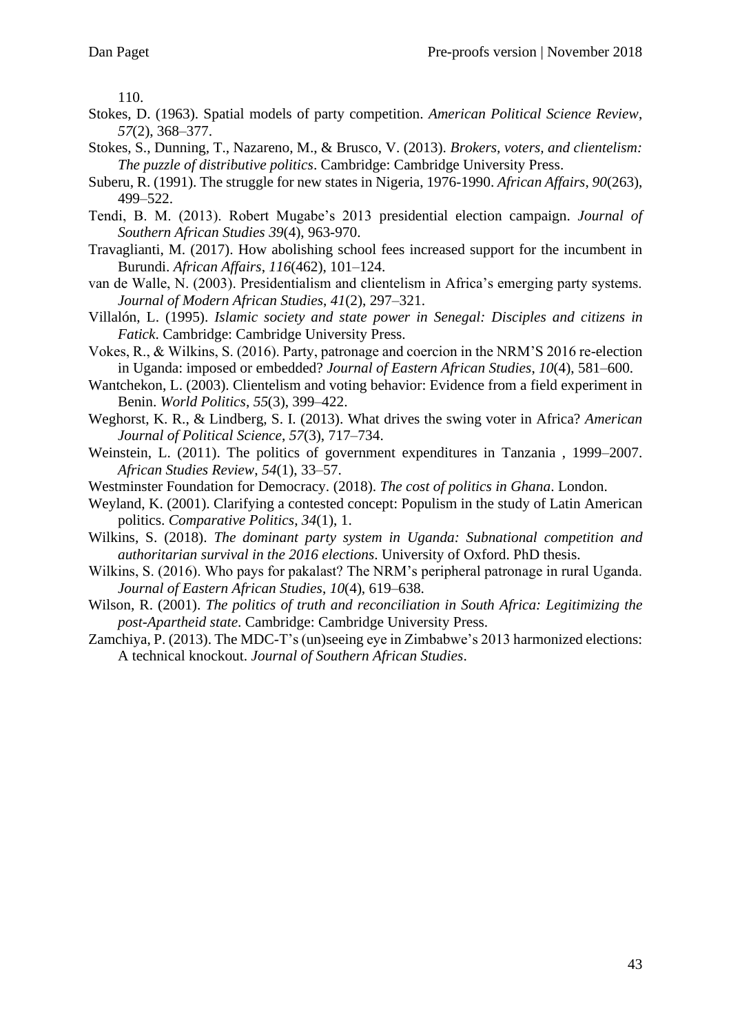110.

Stokes, D. (1963). Spatial models of party competition. *American Political Science Review*, *57*(2), 368–377.

Stokes, S., Dunning, T., Nazareno, M., & Brusco, V. (2013). *Brokers, voters, and clientelism: The puzzle of distributive politics*. Cambridge: Cambridge University Press.

Suberu, R. (1991). The struggle for new states in Nigeria, 1976-1990. *African Affairs*, *90*(263), 499–522.

Tendi, B. M. (2013). Robert Mugabe's 2013 presidential election campaign. *Journal of Southern African Studies 39*(4), 963-970.

Travaglianti, M. (2017). How abolishing school fees increased support for the incumbent in Burundi. *African Affairs*, *116*(462), 101–124.

van de Walle, N. (2003). Presidentialism and clientelism in Africa's emerging party systems. *Journal of Modern African Studies*, *41*(2), 297–321.

Villalón, L. (1995). *Islamic society and state power in Senegal: Disciples and citizens in Fatick*. Cambridge: Cambridge University Press.

Vokes, R., & Wilkins, S. (2016). Party, patronage and coercion in the NRM'S 2016 re-election in Uganda: imposed or embedded? *Journal of Eastern African Studies*, *10*(4), 581–600.

Wantchekon, L. (2003). Clientelism and voting behavior: Evidence from a field experiment in Benin. *World Politics*, *55*(3), 399–422.

Weghorst, K. R., & Lindberg, S. I. (2013). What drives the swing voter in Africa? *American Journal of Political Science*, *57*(3), 717–734.

Weinstein, L. (2011). The politics of government expenditures in Tanzania , 1999–2007. *African Studies Review*, *54*(1), 33–57.

Westminster Foundation for Democracy. (2018). *The cost of politics in Ghana*. London.

Weyland, K. (2001). Clarifying a contested concept: Populism in the study of Latin American politics. *Comparative Politics*, *34*(1), 1.

Wilkins, S. (2018). *The dominant party system in Uganda: Subnational competition and authoritarian survival in the 2016 elections*. University of Oxford. PhD thesis.

Wilkins, S. (2016). Who pays for pakalast? The NRM's peripheral patronage in rural Uganda. *Journal of Eastern African Studies*, *10*(4), 619–638.

Wilson, R. (2001). *The politics of truth and reconciliation in South Africa: Legitimizing the post-Apartheid state*. Cambridge: Cambridge University Press.

Zamchiya, P. (2013). The MDC-T's (un)seeing eye in Zimbabwe's 2013 harmonized elections: A technical knockout. *Journal of Southern African Studies*.